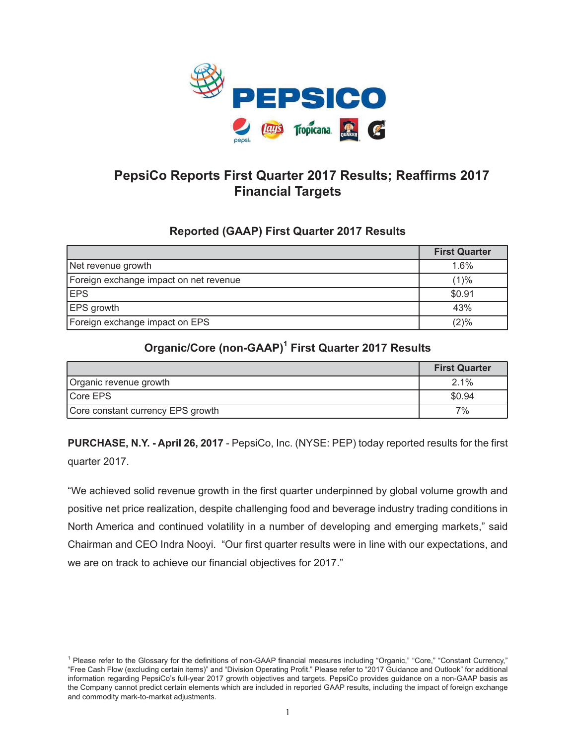# PepsiCo Reports First Quarter 2017 Results; Reaffirms 2017 Financial Targets

## Reported (GAAP) First Quarter 2017 Results

| | First Quarter |
|---|---|
| Net revenue growth | 1.6% |
| Foreign exchange impact on net revenue | (1)% |
| EPS | $0.91 |
| EPS growth | 43% |
| Foreign exchange impact on EPS | (2)% |

## Organic/Core (non-GAAP)[1] First Quarter 2017 Results

| | First Quarter |
|---|---|
| Organic revenue growth | 2.1% |
| Core EPS | $0.94 |
| Core constant currency EPS growth | 7% |

**PURCHASE, N.Y. - April 26, 2017** - PepsiCo, Inc. (NYSE: PEP) today reported results for the first quarter 2017.

"We achieved solid revenue growth in the first quarter underpinned by global volume growth and positive net price realization, despite challenging food and beverage industry trading conditions in North America and continued volatility in a number of developing and emerging markets," said Chairman and CEO Indra Nooyi. "Our first quarter results were in line with our expectations, and we are on track to achieve our financial objectives for 2017."

[1] Please refer to the Glossary for the definitions of non-GAAP financial measures including "Organic," "Core," "Constant Currency," "Free Cash Flow (excluding certain items)" and "Division Operating Profit." Please refer to "2017 Guidance and Outlook" for additional information regarding PepsiCo's full-year 2017 growth objectives and targets. PepsiCo provides guidance on a non-GAAP basis as the Company cannot predict certain elements which are included in reported GAAP results, including the impact of foreign exchange and commodity mark-to-market adjustments.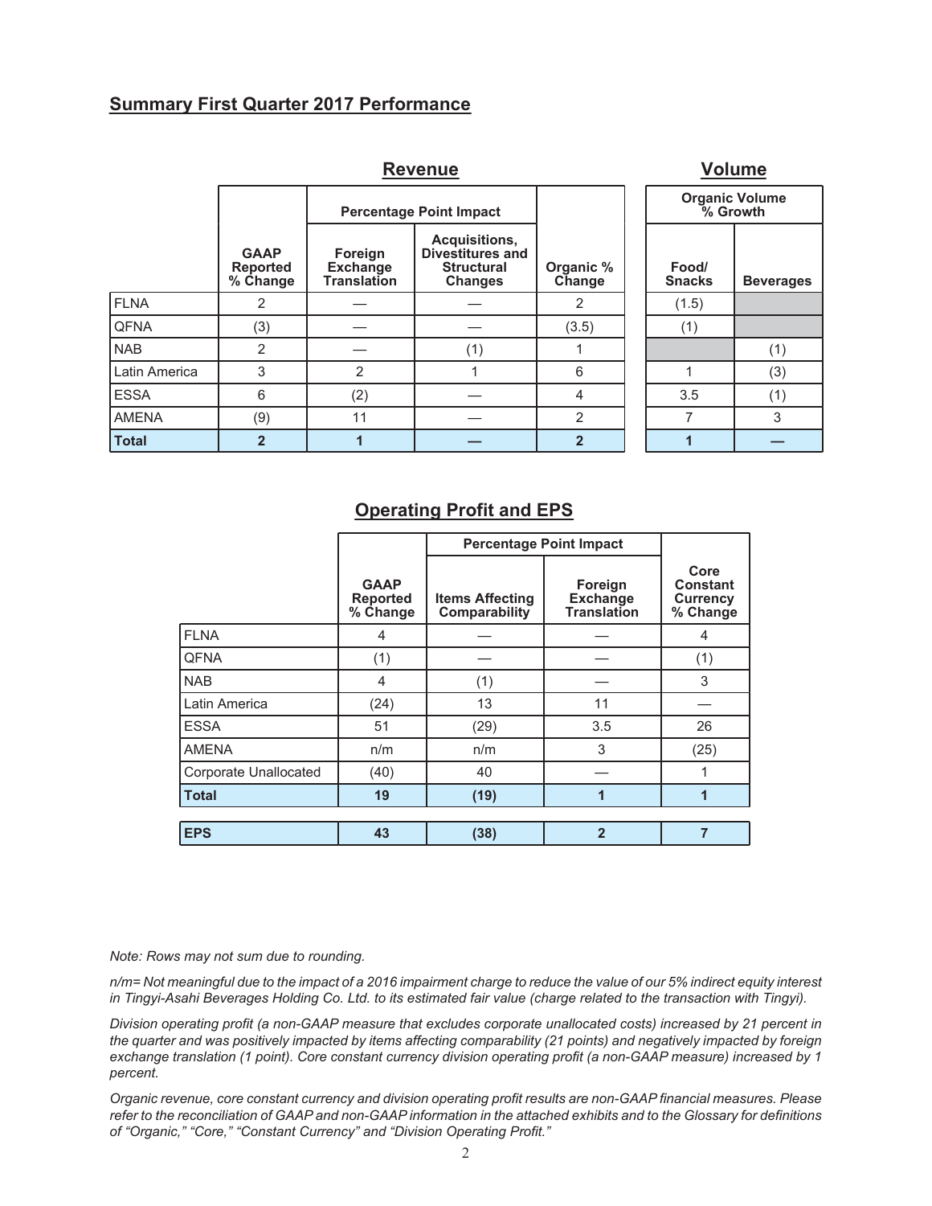## Summary First Quarter 2017 Performance

| | Revenue | | | | Volume | |
|---|---|---|---|---|---|---|
| | | Percentage Point Impact | | | Organic Volume % Growth | |
| | GAAP Reported % Change | Foreign Exchange Translation | Acquisitions, Divestitures and Structural Changes | Organic % Change | Food/ Snacks | Beverages |
| FLNA | 2 | — | — | 2 | (1.5) | |
| QFNA | (3) | — | — | (3.5) | (1) | |
| NAB | 2 | — | (1) | 1 | | (1) |
| Latin America | 3 | 2 | 1 | 6 | 1 | (3) |
| ESSA | 6 | (2) | — | 4 | 3.5 | (1) |
| AMENA | (9) | 11 | — | 2 | 7 | 3 |
| **Total** | **2** | **1** | **—** | **2** | **1** | **—** |

### Operating Profit and EPS

| | | Percentage Point Impact | | |
|---|---|---|---|---|
| | GAAP Reported % Change | Items Affecting Comparability | Foreign Exchange Translation | Core Constant Currency % Change |
| FLNA | 4 | — | — | 4 |
| QFNA | (1) | — | — | (1) |
| NAB | 4 | (1) | — | 3 |
| Latin America | (24) | 13 | 11 | — |
| ESSA | 51 | (29) | 3.5 | 26 |
| AMENA | n/m | n/m | 3 | (25) |
| Corporate Unallocated | (40) | 40 | — | 1 |
| **Total** | **19** | **(19)** | **1** | **1** |
| **EPS** | **43** | **(38)** | **2** | **7** |

*Note: Rows may not sum due to rounding.*

*n/m= Not meaningful due to the impact of a 2016 impairment charge to reduce the value of our 5% indirect equity interest in Tingyi-Asahi Beverages Holding Co. Ltd. to its estimated fair value (charge related to the transaction with Tingyi).*

*Division operating profit (a non-GAAP measure that excludes corporate unallocated costs) increased by 21 percent in the quarter and was positively impacted by items affecting comparability (21 points) and negatively impacted by foreign exchange translation (1 point). Core constant currency division operating profit (a non-GAAP measure) increased by 1 percent.*

*Organic revenue, core constant currency and division operating profit results are non-GAAP financial measures. Please refer to the reconciliation of GAAP and non-GAAP information in the attached exhibits and to the Glossary for definitions of "Organic," "Core," "Constant Currency" and "Division Operating Profit."*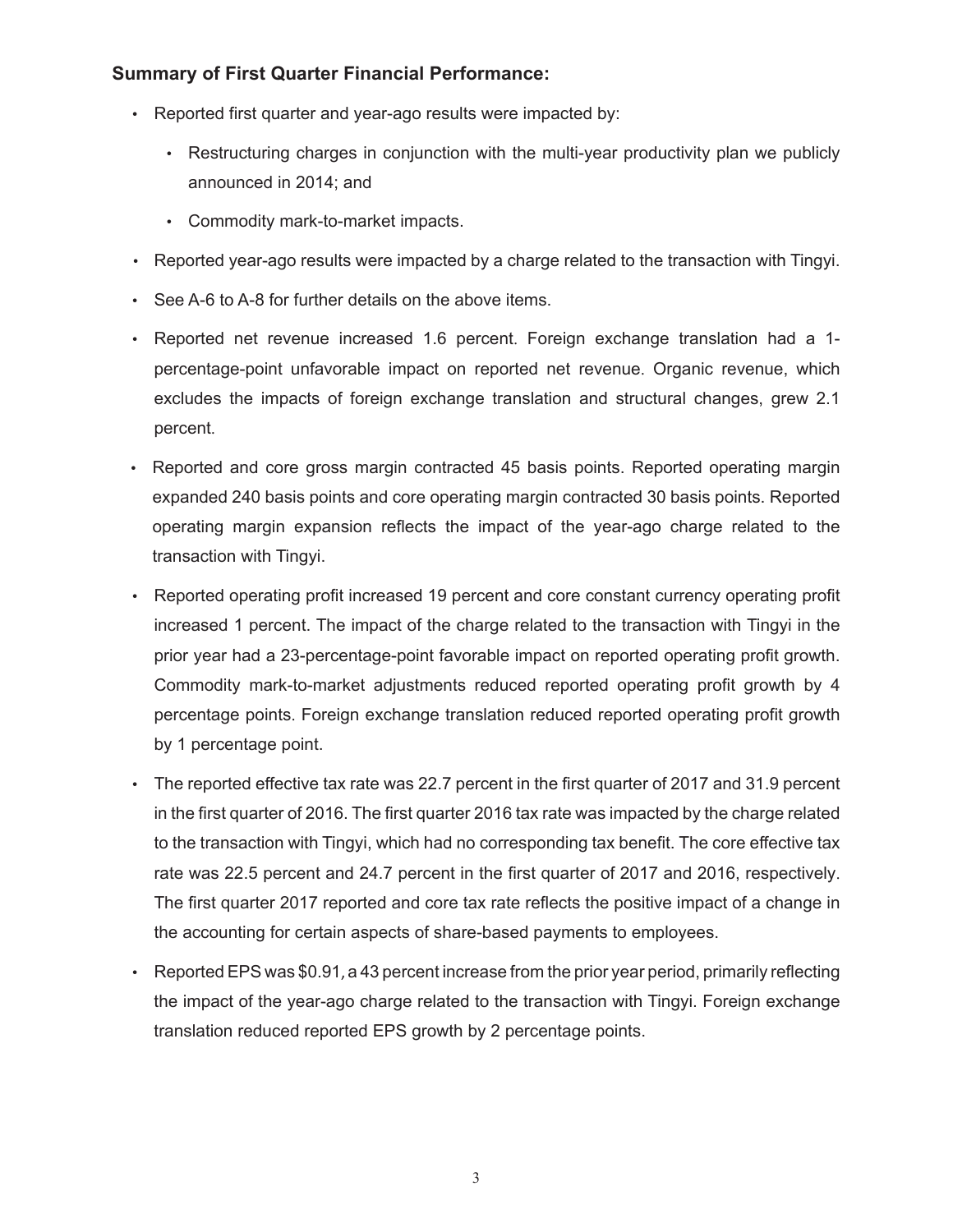### Summary of First Quarter Financial Performance:

- Reported first quarter and year-ago results were impacted by:
  - Restructuring charges in conjunction with the multi-year productivity plan we publicly announced in 2014; and
  - Commodity mark-to-market impacts.
- Reported year-ago results were impacted by a charge related to the transaction with Tingyi.
- See A-6 to A-8 for further details on the above items.
- Reported net revenue increased 1.6 percent. Foreign exchange translation had a 1-percentage-point unfavorable impact on reported net revenue. Organic revenue, which excludes the impacts of foreign exchange translation and structural changes, grew 2.1 percent.
- Reported and core gross margin contracted 45 basis points. Reported operating margin expanded 240 basis points and core operating margin contracted 30 basis points. Reported operating margin expansion reflects the impact of the year-ago charge related to the transaction with Tingyi.
- Reported operating profit increased 19 percent and core constant currency operating profit increased 1 percent. The impact of the charge related to the transaction with Tingyi in the prior year had a 23-percentage-point favorable impact on reported operating profit growth. Commodity mark-to-market adjustments reduced reported operating profit growth by 4 percentage points. Foreign exchange translation reduced reported operating profit growth by 1 percentage point.
- The reported effective tax rate was 22.7 percent in the first quarter of 2017 and 31.9 percent in the first quarter of 2016. The first quarter 2016 tax rate was impacted by the charge related to the transaction with Tingyi, which had no corresponding tax benefit. The core effective tax rate was 22.5 percent and 24.7 percent in the first quarter of 2017 and 2016, respectively. The first quarter 2017 reported and core tax rate reflects the positive impact of a change in the accounting for certain aspects of share-based payments to employees.
- Reported EPS was $0.91, a 43 percent increase from the prior year period, primarily reflecting the impact of the year-ago charge related to the transaction with Tingyi. Foreign exchange translation reduced reported EPS growth by 2 percentage points.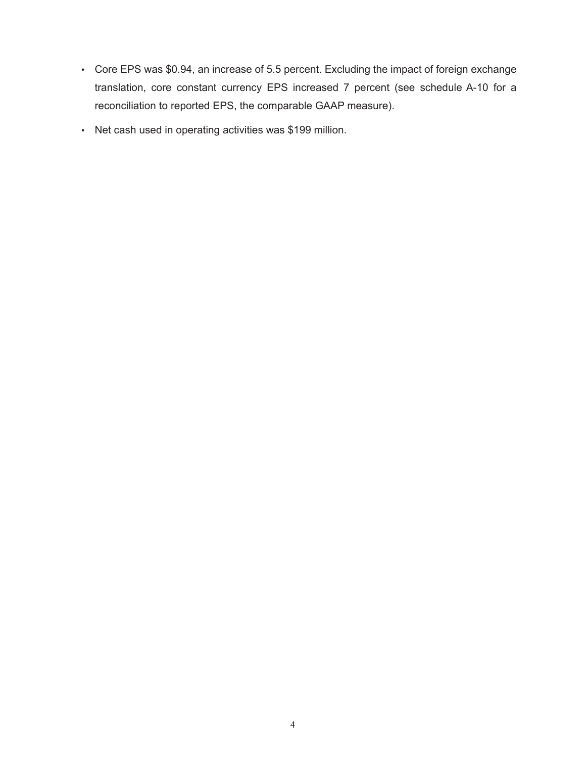- Core EPS was $0.94, an increase of 5.5 percent. Excluding the impact of foreign exchange translation, core constant currency EPS increased 7 percent (see schedule A-10 for a reconciliation to reported EPS, the comparable GAAP measure).
- Net cash used in operating activities was $199 million.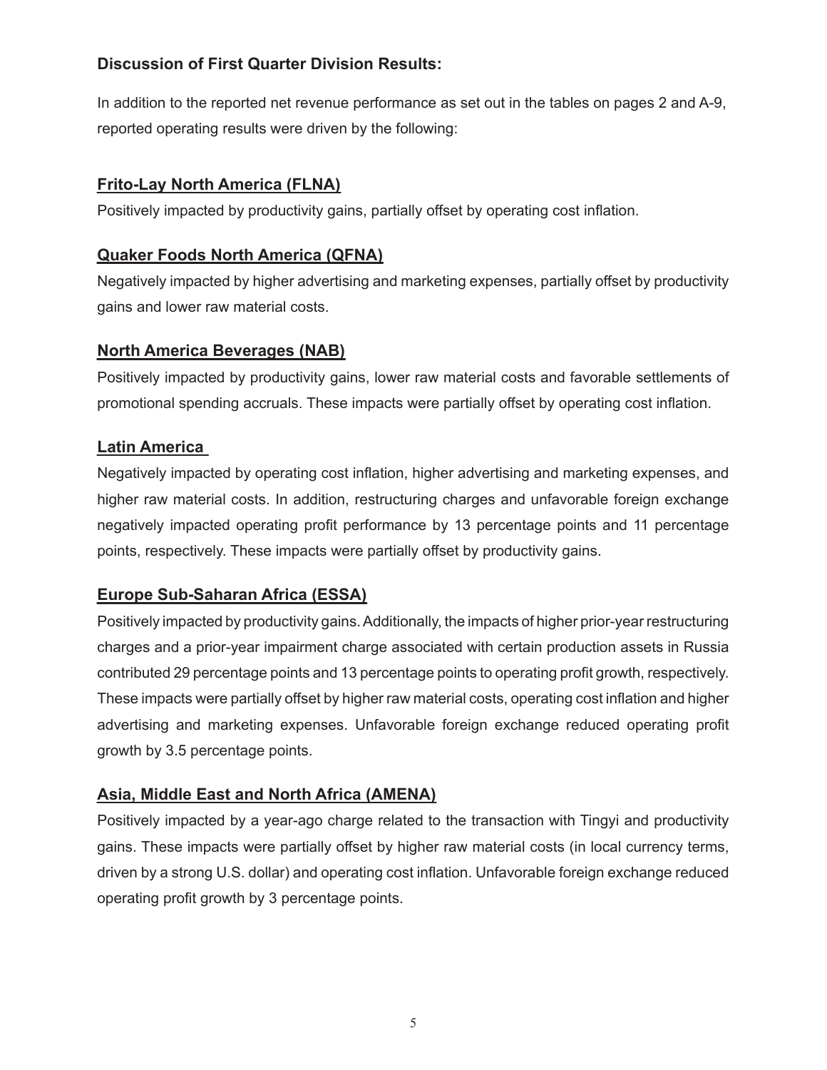**Discussion of First Quarter Division Results:**

In addition to the reported net revenue performance as set out in the tables on pages 2 and A-9, reported operating results were driven by the following:

## Frito-Lay North America (FLNA)

Positively impacted by productivity gains, partially offset by operating cost inflation.

## Quaker Foods North America (QFNA)

Negatively impacted by higher advertising and marketing expenses, partially offset by productivity gains and lower raw material costs.

## North America Beverages (NAB)

Positively impacted by productivity gains, lower raw material costs and favorable settlements of promotional spending accruals. These impacts were partially offset by operating cost inflation.

## Latin America

Negatively impacted by operating cost inflation, higher advertising and marketing expenses, and higher raw material costs. In addition, restructuring charges and unfavorable foreign exchange negatively impacted operating profit performance by 13 percentage points and 11 percentage points, respectively. These impacts were partially offset by productivity gains.

## Europe Sub-Saharan Africa (ESSA)

Positively impacted by productivity gains. Additionally, the impacts of higher prior-year restructuring charges and a prior-year impairment charge associated with certain production assets in Russia contributed 29 percentage points and 13 percentage points to operating profit growth, respectively. These impacts were partially offset by higher raw material costs, operating cost inflation and higher advertising and marketing expenses. Unfavorable foreign exchange reduced operating profit growth by 3.5 percentage points.

## Asia, Middle East and North Africa (AMENA)

Positively impacted by a year-ago charge related to the transaction with Tingyi and productivity gains. These impacts were partially offset by higher raw material costs (in local currency terms, driven by a strong U.S. dollar) and operating cost inflation. Unfavorable foreign exchange reduced operating profit growth by 3 percentage points.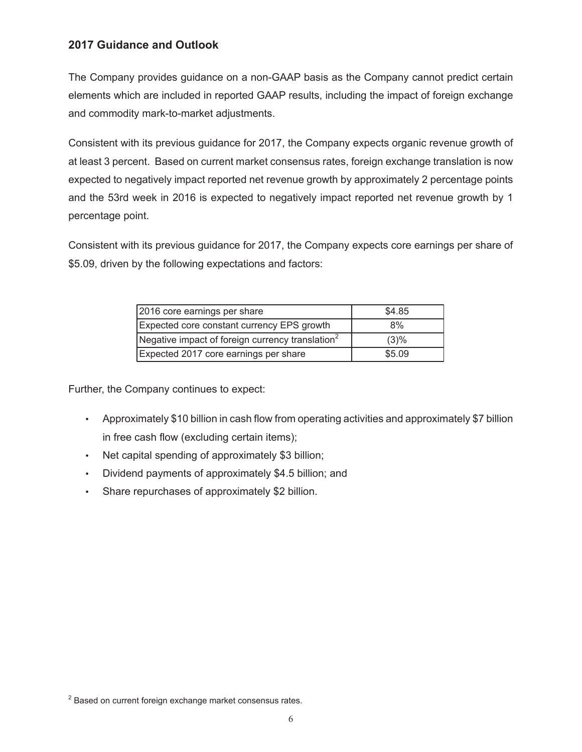## 2017 Guidance and Outlook

The Company provides guidance on a non-GAAP basis as the Company cannot predict certain elements which are included in reported GAAP results, including the impact of foreign exchange and commodity mark-to-market adjustments.

Consistent with its previous guidance for 2017, the Company expects organic revenue growth of at least 3 percent. Based on current market consensus rates, foreign exchange translation is now expected to negatively impact reported net revenue growth by approximately 2 percentage points and the 53rd week in 2016 is expected to negatively impact reported net revenue growth by 1 percentage point.

Consistent with its previous guidance for 2017, the Company expects core earnings per share of $5.09, driven by the following expectations and factors:

| | |
|---|---|
| 2016 core earnings per share | $4.85 |
| Expected core constant currency EPS growth | 8% |
| Negative impact of foreign currency translation[2] | (3)% |
| Expected 2017 core earnings per share | $5.09 |

Further, the Company continues to expect:

- Approximately $10 billion in cash flow from operating activities and approximately $7 billion in free cash flow (excluding certain items);
- Net capital spending of approximately $3 billion;
- Dividend payments of approximately $4.5 billion; and
- Share repurchases of approximately $2 billion.

[2] Based on current foreign exchange market consensus rates.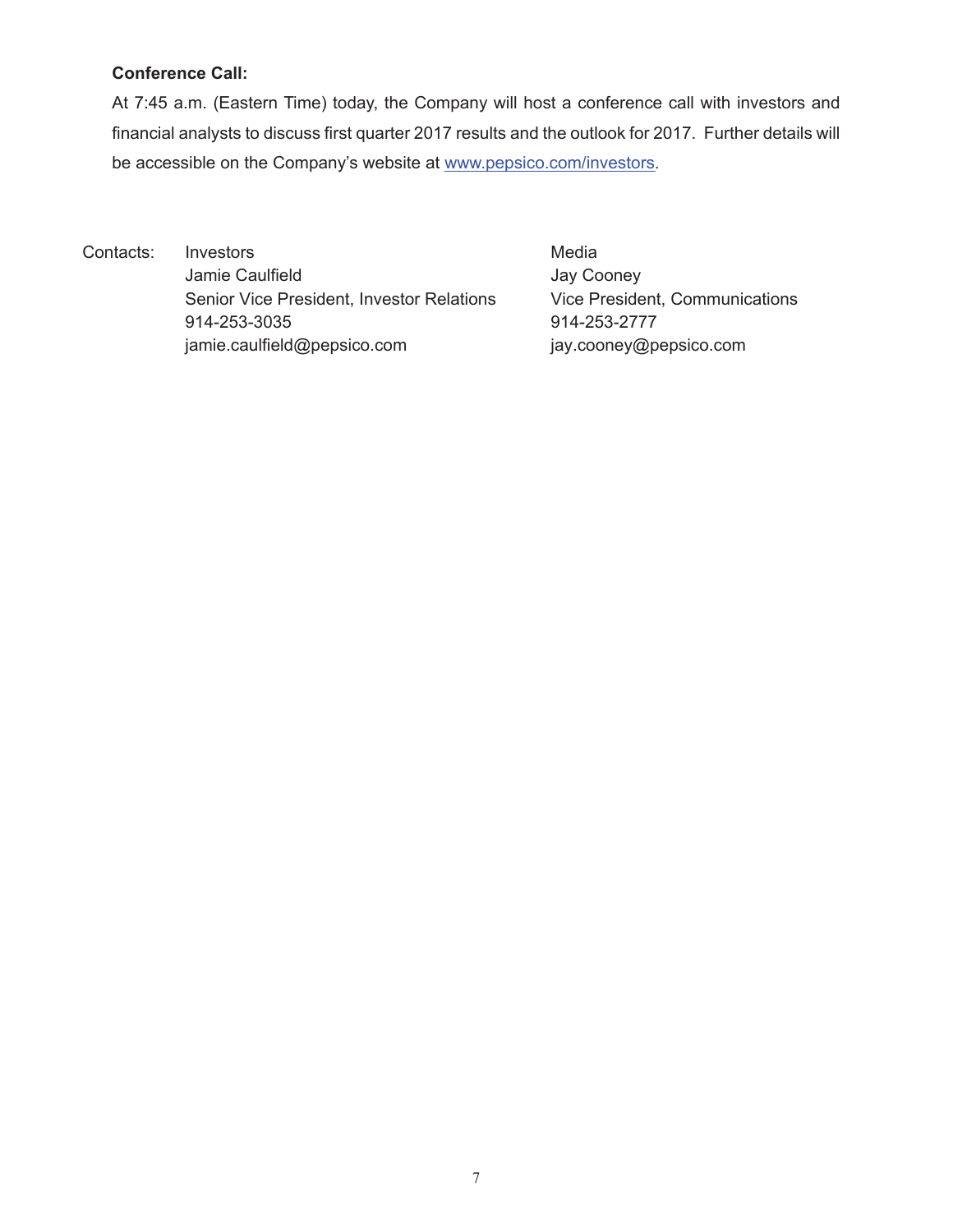**Conference Call:**

At 7:45 a.m. (Eastern Time) today, the Company will host a conference call with investors and financial analysts to discuss first quarter 2017 results and the outlook for 2017. Further details will be accessible on the Company's website at www.pepsico.com/investors.

Contacts:

| Investors | Media |
|---|---|
| Jamie Caulfield | Jay Cooney |
| Senior Vice President, Investor Relations | Vice President, Communications |
| 914-253-3035 | 914-253-2777 |
| jamie.caulfield@pepsico.com | jay.cooney@pepsico.com |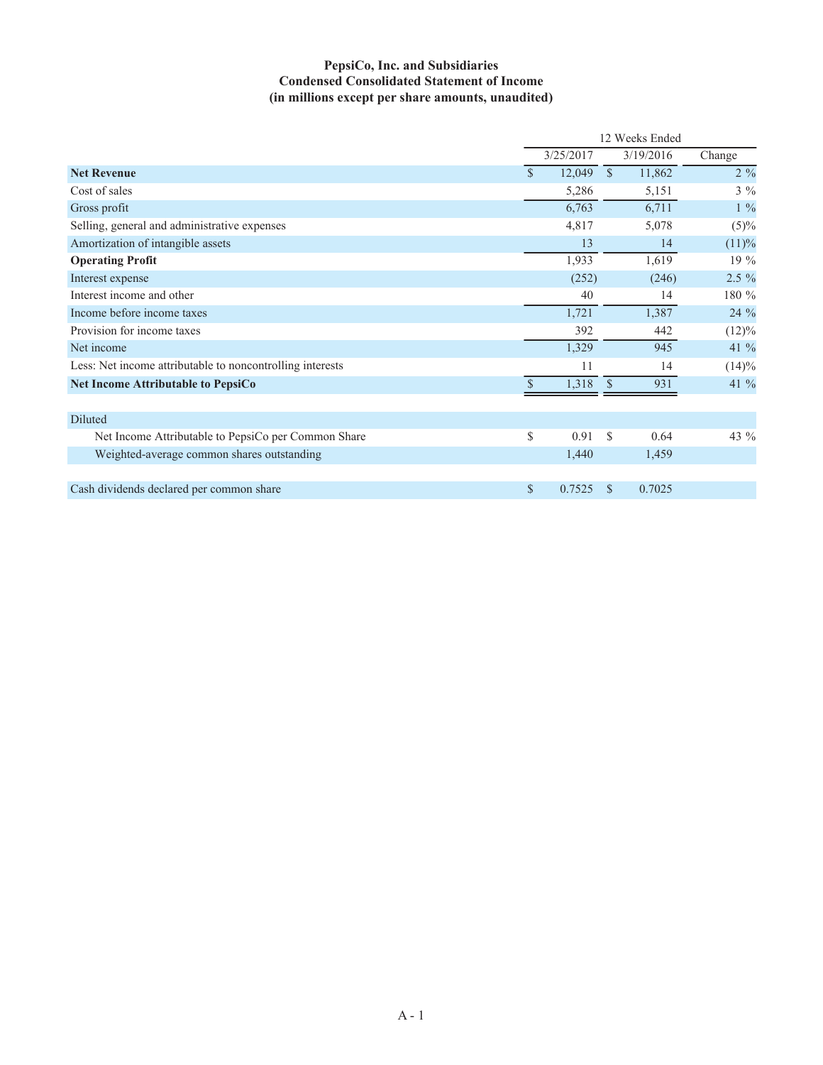**PepsiCo, Inc. and Subsidiaries**
**Condensed Consolidated Statement of Income**
**(in millions except per share amounts, unaudited)**

| | 12 Weeks Ended | | |
|---|---|---|---|
| | 3/25/2017 | 3/19/2016 | Change |
| **Net Revenue** | $ 12,049 | $ 11,862 | 2 % |
| Cost of sales | 5,286 | 5,151 | 3 % |
| Gross profit | 6,763 | 6,711 | 1 % |
| Selling, general and administrative expenses | 4,817 | 5,078 | (5)% |
| Amortization of intangible assets | 13 | 14 | (11)% |
| **Operating Profit** | 1,933 | 1,619 | 19 % |
| Interest expense | (252) | (246) | 2.5 % |
| Interest income and other | 40 | 14 | 180 % |
| Income before income taxes | 1,721 | 1,387 | 24 % |
| Provision for income taxes | 392 | 442 | (12)% |
| Net income | 1,329 | 945 | 41 % |
| Less: Net income attributable to noncontrolling interests | 11 | 14 | (14)% |
| **Net Income Attributable to PepsiCo** | $ 1,318 | $ 931 | 41 % |
| | | | |
| Diluted | | | |
| Net Income Attributable to PepsiCo per Common Share | $ 0.91 | $ 0.64 | 43 % |
| Weighted-average common shares outstanding | 1,440 | 1,459 | |
| | | | |
| Cash dividends declared per common share | $ 0.7525 | $ 0.7025 | |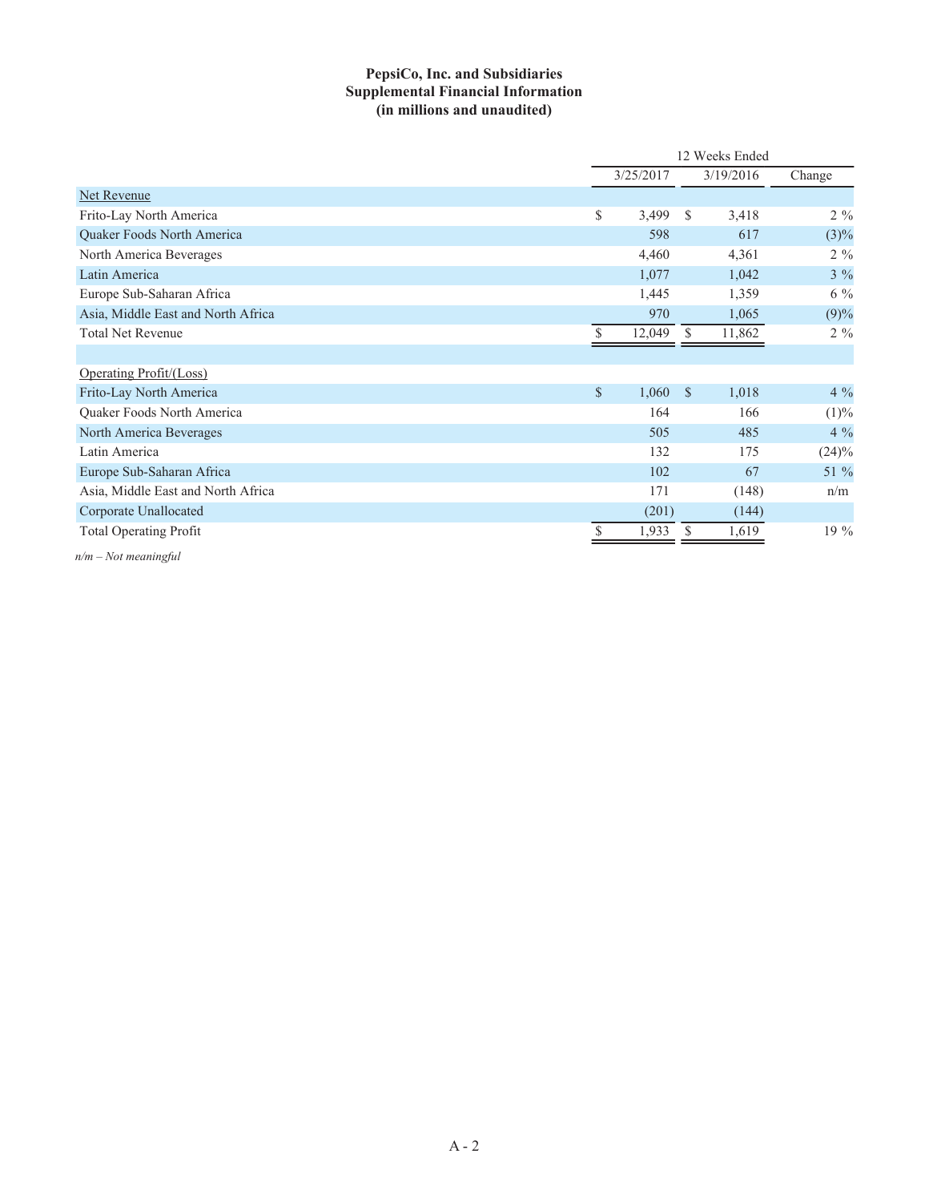**PepsiCo, Inc. and Subsidiaries**
**Supplemental Financial Information**
**(in millions and unaudited)**

| | 12 Weeks Ended | | |
|---|---|---|---|
| | 3/25/2017 | 3/19/2016 | Change |
| Net Revenue | | | |
| Frito-Lay North America | $ 3,499 | $ 3,418 | 2 % |
| Quaker Foods North America | 598 | 617 | (3)% |
| North America Beverages | 4,460 | 4,361 | 2 % |
| Latin America | 1,077 | 1,042 | 3 % |
| Europe Sub-Saharan Africa | 1,445 | 1,359 | 6 % |
| Asia, Middle East and North Africa | 970 | 1,065 | (9)% |
| Total Net Revenue | $ 12,049 | $ 11,862 | 2 % |
| | | | |
| Operating Profit/(Loss) | | | |
| Frito-Lay North America | $ 1,060 | $ 1,018 | 4 % |
| Quaker Foods North America | 164 | 166 | (1)% |
| North America Beverages | 505 | 485 | 4 % |
| Latin America | 132 | 175 | (24)% |
| Europe Sub-Saharan Africa | 102 | 67 | 51 % |
| Asia, Middle East and North Africa | 171 | (148) | n/m |
| Corporate Unallocated | (201) | (144) | |
| Total Operating Profit | $ 1,933 | $ 1,619 | 19 % |

*n/m – Not meaningful*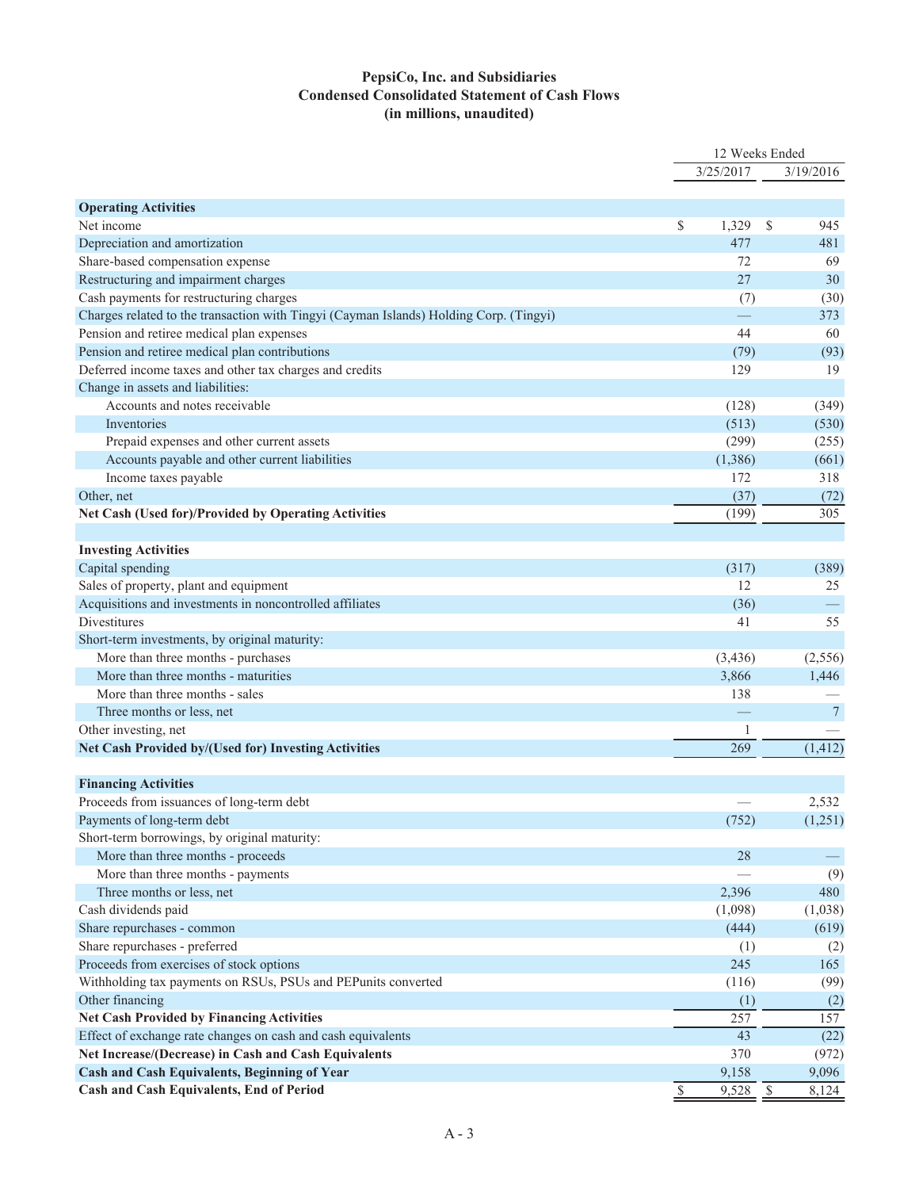# PepsiCo, Inc. and Subsidiaries
## Condensed Consolidated Statement of Cash Flows
### (in millions, unaudited)

| | 12 Weeks Ended | |
|---|---|---|
| | 3/25/2017 | 3/19/2016 |
| **Operating Activities** | | |
| Net income | $ 1,329 | $ 945 |
| Depreciation and amortization | 477 | 481 |
| Share-based compensation expense | 72 | 69 |
| Restructuring and impairment charges | 27 | 30 |
| Cash payments for restructuring charges | (7) | (30) |
| Charges related to the transaction with Tingyi (Cayman Islands) Holding Corp. (Tingyi) | — | 373 |
| Pension and retiree medical plan expenses | 44 | 60 |
| Pension and retiree medical plan contributions | (79) | (93) |
| Deferred income taxes and other tax charges and credits | 129 | 19 |
| Change in assets and liabilities: | | |
| Accounts and notes receivable | (128) | (349) |
| Inventories | (513) | (530) |
| Prepaid expenses and other current assets | (299) | (255) |
| Accounts payable and other current liabilities | (1,386) | (661) |
| Income taxes payable | 172 | 318 |
| Other, net | (37) | (72) |
| **Net Cash (Used for)/Provided by Operating Activities** | (199) | 305 |
| | | |
| **Investing Activities** | | |
| Capital spending | (317) | (389) |
| Sales of property, plant and equipment | 12 | 25 |
| Acquisitions and investments in noncontrolled affiliates | (36) | — |
| Divestitures | 41 | 55 |
| Short-term investments, by original maturity: | | |
| More than three months - purchases | (3,436) | (2,556) |
| More than three months - maturities | 3,866 | 1,446 |
| More than three months - sales | 138 | — |
| Three months or less, net | — | 7 |
| Other investing, net | 1 | — |
| **Net Cash Provided by/(Used for) Investing Activities** | 269 | (1,412) |
| | | |
| **Financing Activities** | | |
| Proceeds from issuances of long-term debt | — | 2,532 |
| Payments of long-term debt | (752) | (1,251) |
| Short-term borrowings, by original maturity: | | |
| More than three months - proceeds | 28 | — |
| More than three months - payments | — | (9) |
| Three months or less, net | 2,396 | 480 |
| Cash dividends paid | (1,098) | (1,038) |
| Share repurchases - common | (444) | (619) |
| Share repurchases - preferred | (1) | (2) |
| Proceeds from exercises of stock options | 245 | 165 |
| Withholding tax payments on RSUs, PSUs and PEPunits converted | (116) | (99) |
| Other financing | (1) | (2) |
| **Net Cash Provided by Financing Activities** | 257 | 157 |
| Effect of exchange rate changes on cash and cash equivalents | 43 | (22) |
| **Net Increase/(Decrease) in Cash and Cash Equivalents** | 370 | (972) |
| **Cash and Cash Equivalents, Beginning of Year** | 9,158 | 9,096 |
| **Cash and Cash Equivalents, End of Period** | $ 9,528 | $ 8,124 |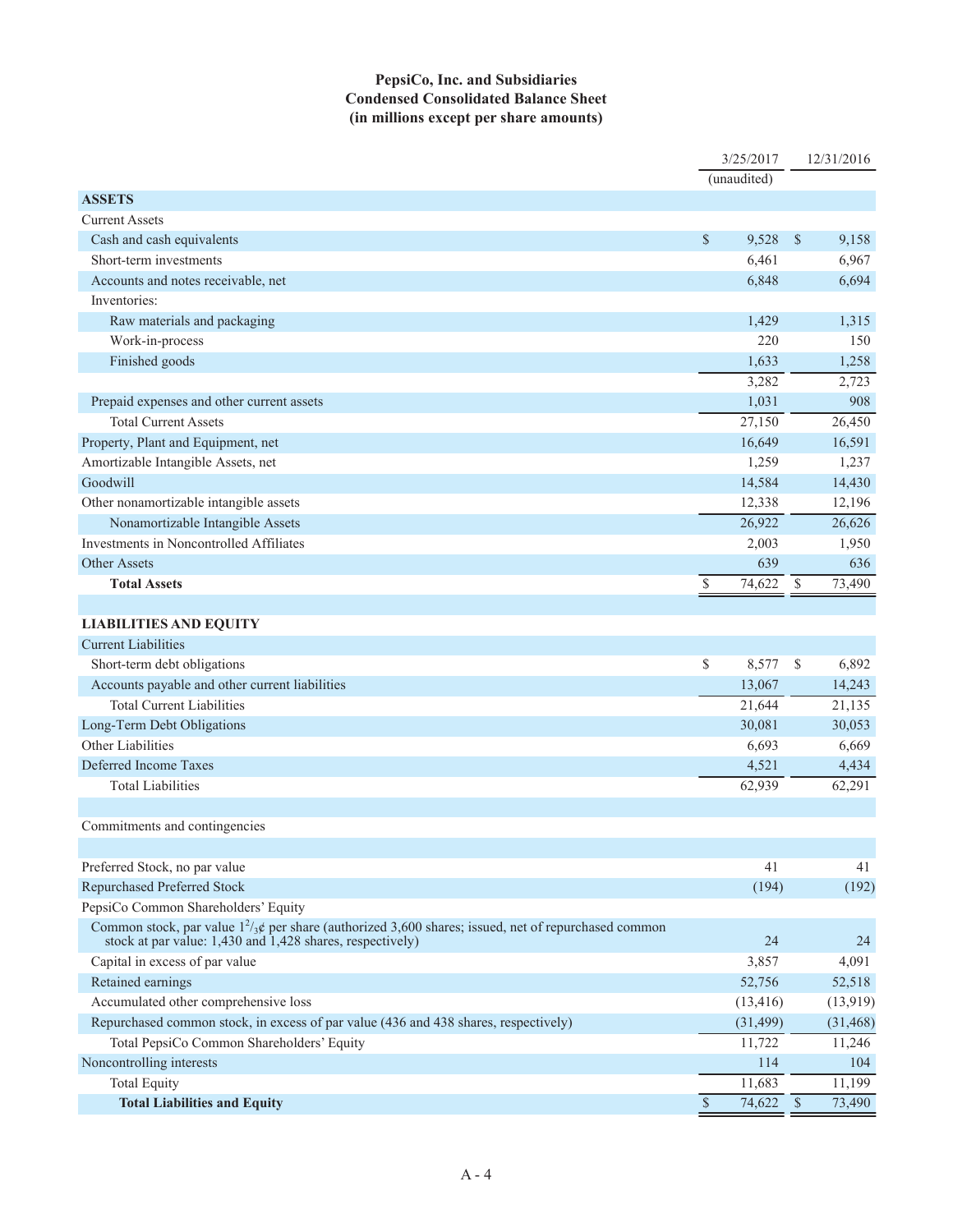# PepsiCo, Inc. and Subsidiaries
## Condensed Consolidated Balance Sheet
### (in millions except per share amounts)

| | 3/25/2017 (unaudited) | 12/31/2016 |
|---|---|---|
| **ASSETS** | | |
| Current Assets | | |
| Cash and cash equivalents | $ 9,528 | $ 9,158 |
| Short-term investments | 6,461 | 6,967 |
| Accounts and notes receivable, net | 6,848 | 6,694 |
| Inventories: | | |
| Raw materials and packaging | 1,429 | 1,315 |
| Work-in-process | 220 | 150 |
| Finished goods | 1,633 | 1,258 |
| | 3,282 | 2,723 |
| Prepaid expenses and other current assets | 1,031 | 908 |
| Total Current Assets | 27,150 | 26,450 |
| Property, Plant and Equipment, net | 16,649 | 16,591 |
| Amortizable Intangible Assets, net | 1,259 | 1,237 |
| Goodwill | 14,584 | 14,430 |
| Other nonamortizable intangible assets | 12,338 | 12,196 |
| Nonamortizable Intangible Assets | 26,922 | 26,626 |
| Investments in Noncontrolled Affiliates | 2,003 | 1,950 |
| Other Assets | 639 | 636 |
| **Total Assets** | $ 74,622 | $ 73,490 |
| | | |
| **LIABILITIES AND EQUITY** | | |
| Current Liabilities | | |
| Short-term debt obligations | $ 8,577 | $ 6,892 |
| Accounts payable and other current liabilities | 13,067 | 14,243 |
| Total Current Liabilities | 21,644 | 21,135 |
| Long-Term Debt Obligations | 30,081 | 30,053 |
| Other Liabilities | 6,693 | 6,669 |
| Deferred Income Taxes | 4,521 | 4,434 |
| Total Liabilities | 62,939 | 62,291 |
| | | |
| Commitments and contingencies | | |
| | | |
| Preferred Stock, no par value | 41 | 41 |
| Repurchased Preferred Stock | (194) | (192) |
| PepsiCo Common Shareholders' Equity | | |
| Common stock, par value $1^2/_3$¢ per share (authorized 3,600 shares; issued, net of repurchased common stock at par value: 1,430 and 1,428 shares, respectively) | 24 | 24 |
| Capital in excess of par value | 3,857 | 4,091 |
| Retained earnings | 52,756 | 52,518 |
| Accumulated other comprehensive loss | (13,416) | (13,919) |
| Repurchased common stock, in excess of par value (436 and 438 shares, respectively) | (31,499) | (31,468) |
| Total PepsiCo Common Shareholders' Equity | 11,722 | 11,246 |
| Noncontrolling interests | 114 | 104 |
| Total Equity | 11,683 | 11,199 |
| **Total Liabilities and Equity** | $ 74,622 | $ 73,490 |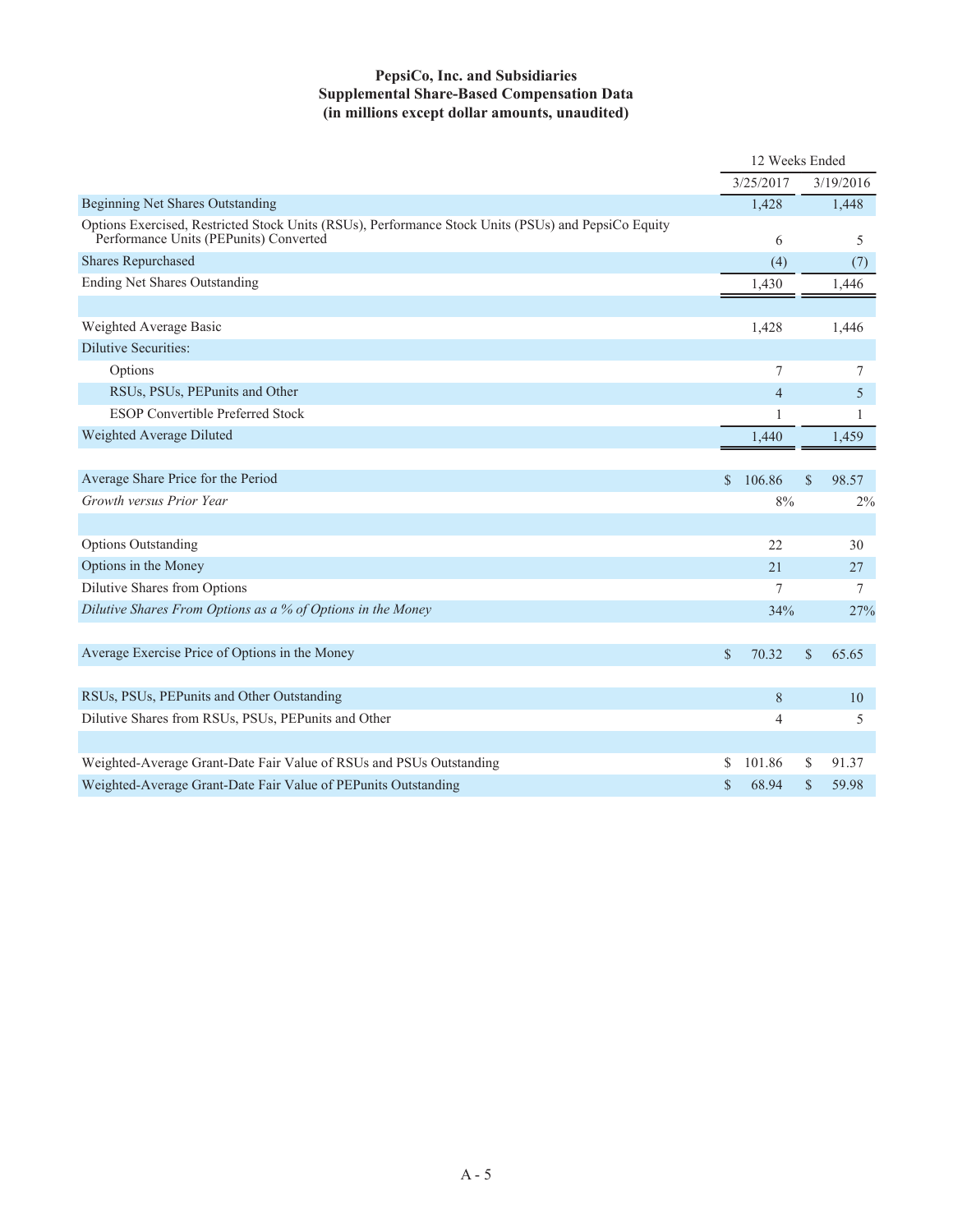**PepsiCo, Inc. and Subsidiaries**
**Supplemental Share-Based Compensation Data**
**(in millions except dollar amounts, unaudited)**

| | 12 Weeks Ended | |
|---|---|---|
| | 3/25/2017 | 3/19/2016 |
| Beginning Net Shares Outstanding | 1,428 | 1,448 |
| Options Exercised, Restricted Stock Units (RSUs), Performance Stock Units (PSUs) and PepsiCo Equity Performance Units (PEPunits) Converted | 6 | 5 |
| Shares Repurchased | (4) | (7) |
| Ending Net Shares Outstanding | 1,430 | 1,446 |
| | | |
| Weighted Average Basic | 1,428 | 1,446 |
| Dilutive Securities: | | |
| Options | 7 | 7 |
| RSUs, PSUs, PEPunits and Other | 4 | 5 |
| ESOP Convertible Preferred Stock | 1 | 1 |
| Weighted Average Diluted | 1,440 | 1,459 |
| | | |
| Average Share Price for the Period | $ 106.86 | $ 98.57 |
| *Growth versus Prior Year* | 8% | 2% |
| | | |
| Options Outstanding | 22 | 30 |
| Options in the Money | 21 | 27 |
| Dilutive Shares from Options | 7 | 7 |
| *Dilutive Shares From Options as a % of Options in the Money* | 34% | 27% |
| | | |
| Average Exercise Price of Options in the Money | $ 70.32 | $ 65.65 |
| | | |
| RSUs, PSUs, PEPunits and Other Outstanding | 8 | 10 |
| Dilutive Shares from RSUs, PSUs, PEPunits and Other | 4 | 5 |
| | | |
| Weighted-Average Grant-Date Fair Value of RSUs and PSUs Outstanding | $ 101.86 | $ 91.37 |
| Weighted-Average Grant-Date Fair Value of PEPunits Outstanding | $ 68.94 | $ 59.98 |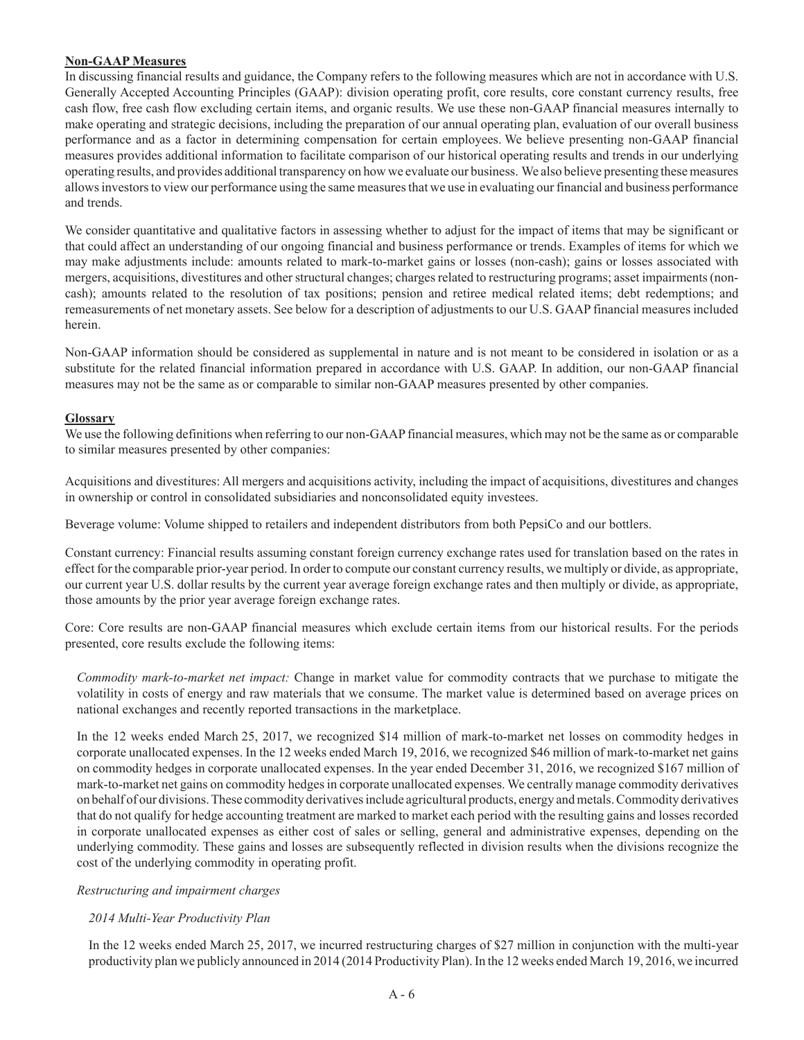**Non-GAAP Measures**

In discussing financial results and guidance, the Company refers to the following measures which are not in accordance with U.S. Generally Accepted Accounting Principles (GAAP): division operating profit, core results, core constant currency results, free cash flow, free cash flow excluding certain items, and organic results. We use these non-GAAP financial measures internally to make operating and strategic decisions, including the preparation of our annual operating plan, evaluation of our overall business performance and as a factor in determining compensation for certain employees. We believe presenting non-GAAP financial measures provides additional information to facilitate comparison of our historical operating results and trends in our underlying operating results, and provides additional transparency on how we evaluate our business. We also believe presenting these measures allows investors to view our performance using the same measures that we use in evaluating our financial and business performance and trends.

We consider quantitative and qualitative factors in assessing whether to adjust for the impact of items that may be significant or that could affect an understanding of our ongoing financial and business performance or trends. Examples of items for which we may make adjustments include: amounts related to mark-to-market gains or losses (non-cash); gains or losses associated with mergers, acquisitions, divestitures and other structural changes; charges related to restructuring programs; asset impairments (non-cash); amounts related to the resolution of tax positions; pension and retiree medical related items; debt redemptions; and remeasurements of net monetary assets. See below for a description of adjustments to our U.S. GAAP financial measures included herein.

Non-GAAP information should be considered as supplemental in nature and is not meant to be considered in isolation or as a substitute for the related financial information prepared in accordance with U.S. GAAP. In addition, our non-GAAP financial measures may not be the same as or comparable to similar non-GAAP measures presented by other companies.

**Glossary**

We use the following definitions when referring to our non-GAAP financial measures, which may not be the same as or comparable to similar measures presented by other companies:

Acquisitions and divestitures: All mergers and acquisitions activity, including the impact of acquisitions, divestitures and changes in ownership or control in consolidated subsidiaries and nonconsolidated equity investees.

Beverage volume: Volume shipped to retailers and independent distributors from both PepsiCo and our bottlers.

Constant currency: Financial results assuming constant foreign currency exchange rates used for translation based on the rates in effect for the comparable prior-year period. In order to compute our constant currency results, we multiply or divide, as appropriate, our current year U.S. dollar results by the current year average foreign exchange rates and then multiply or divide, as appropriate, those amounts by the prior year average foreign exchange rates.

Core: Core results are non-GAAP financial measures which exclude certain items from our historical results. For the periods presented, core results exclude the following items:

*Commodity mark-to-market net impact:* Change in market value for commodity contracts that we purchase to mitigate the volatility in costs of energy and raw materials that we consume. The market value is determined based on average prices on national exchanges and recently reported transactions in the marketplace.

In the 12 weeks ended March 25, 2017, we recognized $14 million of mark-to-market net losses on commodity hedges in corporate unallocated expenses. In the 12 weeks ended March 19, 2016, we recognized $46 million of mark-to-market net gains on commodity hedges in corporate unallocated expenses. In the year ended December 31, 2016, we recognized $167 million of mark-to-market net gains on commodity hedges in corporate unallocated expenses. We centrally manage commodity derivatives on behalf of our divisions. These commodity derivatives include agricultural products, energy and metals. Commodity derivatives that do not qualify for hedge accounting treatment are marked to market each period with the resulting gains and losses recorded in corporate unallocated expenses as either cost of sales or selling, general and administrative expenses, depending on the underlying commodity. These gains and losses are subsequently reflected in division results when the divisions recognize the cost of the underlying commodity in operating profit.

*Restructuring and impairment charges*

*2014 Multi-Year Productivity Plan*

In the 12 weeks ended March 25, 2017, we incurred restructuring charges of $27 million in conjunction with the multi-year productivity plan we publicly announced in 2014 (2014 Productivity Plan). In the 12 weeks ended March 19, 2016, we incurred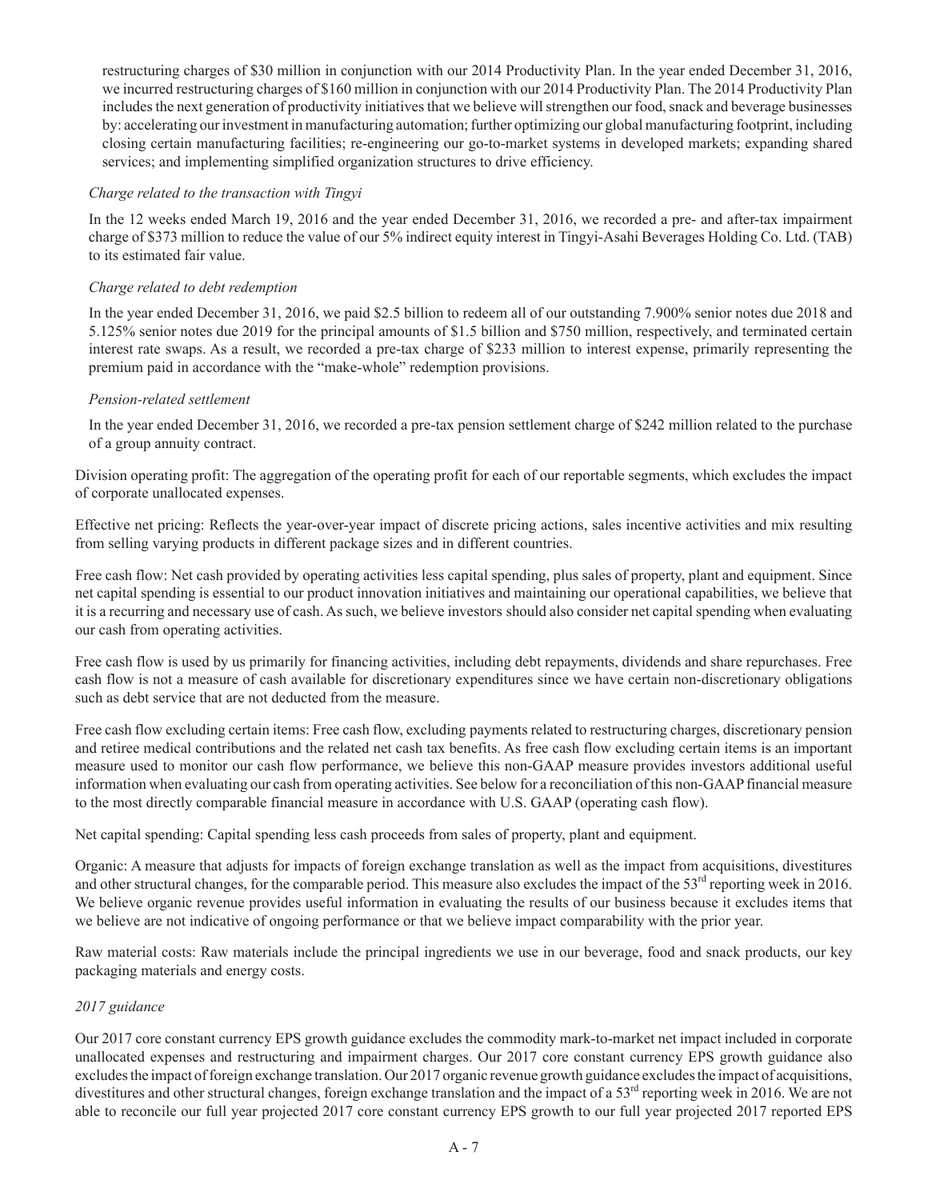restructuring charges of $30 million in conjunction with our 2014 Productivity Plan. In the year ended December 31, 2016, we incurred restructuring charges of $160 million in conjunction with our 2014 Productivity Plan. The 2014 Productivity Plan includes the next generation of productivity initiatives that we believe will strengthen our food, snack and beverage businesses by: accelerating our investment in manufacturing automation; further optimizing our global manufacturing footprint, including closing certain manufacturing facilities; re-engineering our go-to-market systems in developed markets; expanding shared services; and implementing simplified organization structures to drive efficiency.

*Charge related to the transaction with Tingyi*

In the 12 weeks ended March 19, 2016 and the year ended December 31, 2016, we recorded a pre- and after-tax impairment charge of $373 million to reduce the value of our 5% indirect equity interest in Tingyi-Asahi Beverages Holding Co. Ltd. (TAB) to its estimated fair value.

*Charge related to debt redemption*

In the year ended December 31, 2016, we paid $2.5 billion to redeem all of our outstanding 7.900% senior notes due 2018 and 5.125% senior notes due 2019 for the principal amounts of $1.5 billion and $750 million, respectively, and terminated certain interest rate swaps. As a result, we recorded a pre-tax charge of $233 million to interest expense, primarily representing the premium paid in accordance with the "make-whole" redemption provisions.

*Pension-related settlement*

In the year ended December 31, 2016, we recorded a pre-tax pension settlement charge of $242 million related to the purchase of a group annuity contract.

Division operating profit: The aggregation of the operating profit for each of our reportable segments, which excludes the impact of corporate unallocated expenses.

Effective net pricing: Reflects the year-over-year impact of discrete pricing actions, sales incentive activities and mix resulting from selling varying products in different package sizes and in different countries.

Free cash flow: Net cash provided by operating activities less capital spending, plus sales of property, plant and equipment. Since net capital spending is essential to our product innovation initiatives and maintaining our operational capabilities, we believe that it is a recurring and necessary use of cash. As such, we believe investors should also consider net capital spending when evaluating our cash from operating activities.

Free cash flow is used by us primarily for financing activities, including debt repayments, dividends and share repurchases. Free cash flow is not a measure of cash available for discretionary expenditures since we have certain non-discretionary obligations such as debt service that are not deducted from the measure.

Free cash flow excluding certain items: Free cash flow, excluding payments related to restructuring charges, discretionary pension and retiree medical contributions and the related net cash tax benefits. As free cash flow excluding certain items is an important measure used to monitor our cash flow performance, we believe this non-GAAP measure provides investors additional useful information when evaluating our cash from operating activities. See below for a reconciliation of this non-GAAP financial measure to the most directly comparable financial measure in accordance with U.S. GAAP (operating cash flow).

Net capital spending: Capital spending less cash proceeds from sales of property, plant and equipment.

Organic: A measure that adjusts for impacts of foreign exchange translation as well as the impact from acquisitions, divestitures and other structural changes, for the comparable period. This measure also excludes the impact of the 53rd reporting week in 2016. We believe organic revenue provides useful information in evaluating the results of our business because it excludes items that we believe are not indicative of ongoing performance or that we believe impact comparability with the prior year.

Raw material costs: Raw materials include the principal ingredients we use in our beverage, food and snack products, our key packaging materials and energy costs.

*2017 guidance*

Our 2017 core constant currency EPS growth guidance excludes the commodity mark-to-market net impact included in corporate unallocated expenses and restructuring and impairment charges. Our 2017 core constant currency EPS growth guidance also excludes the impact of foreign exchange translation. Our 2017 organic revenue growth guidance excludes the impact of acquisitions, divestitures and other structural changes, foreign exchange translation and the impact of a 53rd reporting week in 2016. We are not able to reconcile our full year projected 2017 core constant currency EPS growth to our full year projected 2017 reported EPS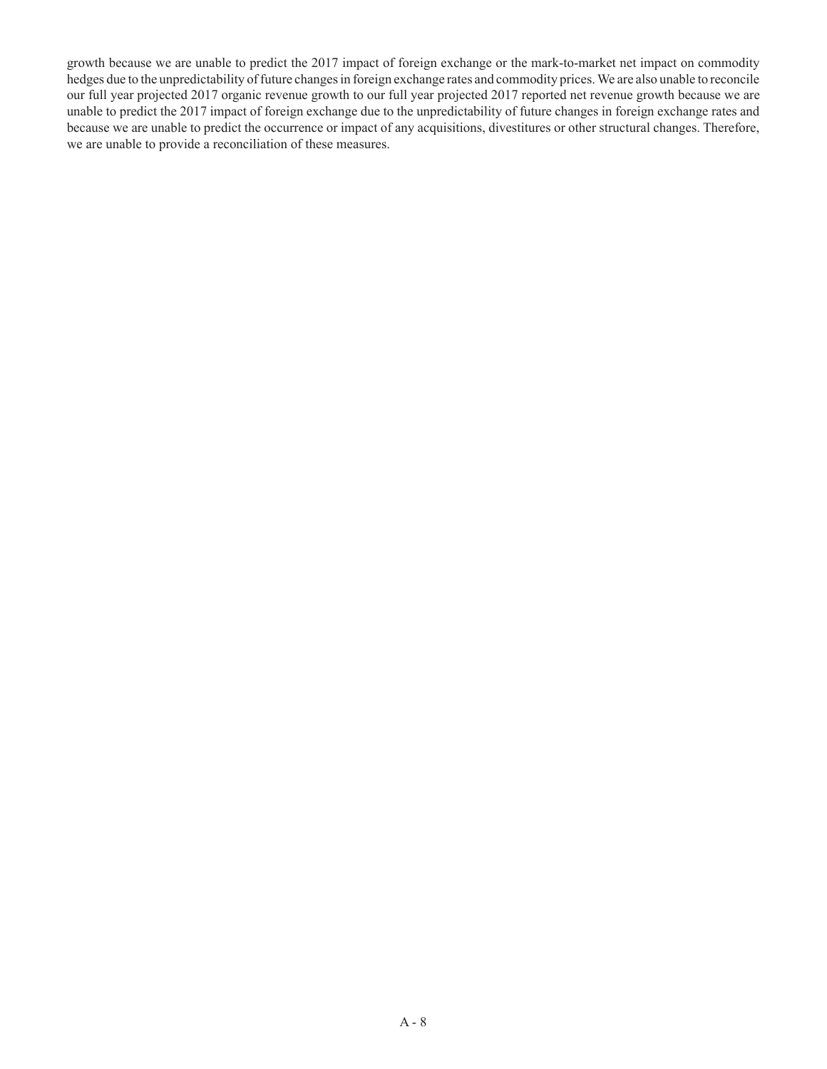growth because we are unable to predict the 2017 impact of foreign exchange or the mark-to-market net impact on commodity hedges due to the unpredictability of future changes in foreign exchange rates and commodity prices. We are also unable to reconcile our full year projected 2017 organic revenue growth to our full year projected 2017 reported net revenue growth because we are unable to predict the 2017 impact of foreign exchange due to the unpredictability of future changes in foreign exchange rates and because we are unable to predict the occurrence or impact of any acquisitions, divestitures or other structural changes. Therefore, we are unable to provide a reconciliation of these measures.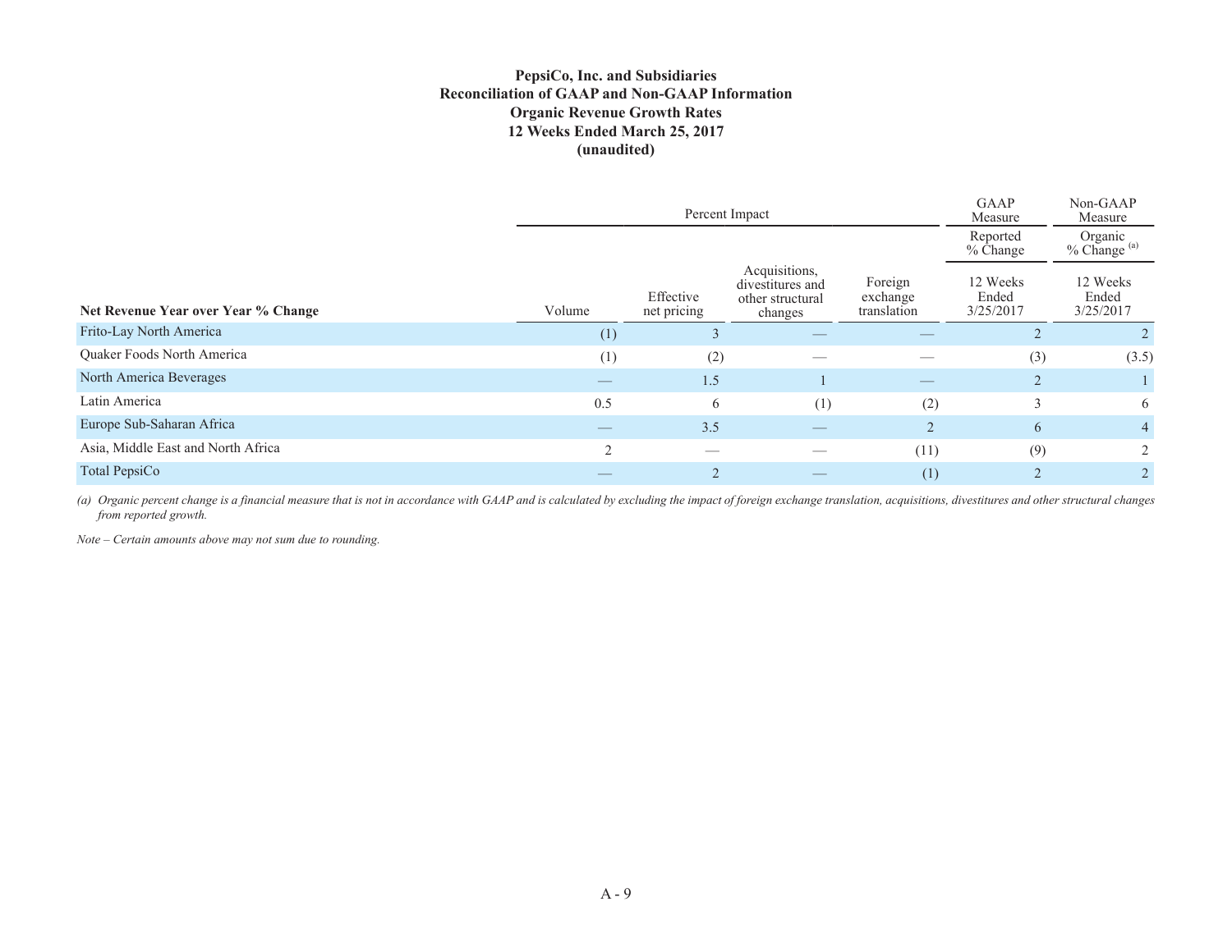**PepsiCo, Inc. and Subsidiaries**
**Reconciliation of GAAP and Non-GAAP Information**
**Organic Revenue Growth Rates**
**12 Weeks Ended March 25, 2017**
**(unaudited)**

| | Percent Impact | | | | GAAP Measure | Non-GAAP Measure |
|---|---|---|---|---|---|---|
| | | | | | Reported % Change | Organic % Change [(a)] |
| **Net Revenue Year over Year % Change** | Volume | Effective net pricing | Acquisitions, divestitures and other structural changes | Foreign exchange translation | 12 Weeks Ended 3/25/2017 | 12 Weeks Ended 3/25/2017 |
| Frito-Lay North America | (1) | 3 | — | — | 2 | 2 |
| Quaker Foods North America | (1) | (2) | — | — | (3) | (3.5) |
| North America Beverages | — | 1.5 | 1 | — | 2 | 1 |
| Latin America | 0.5 | 6 | (1) | (2) | 3 | 6 |
| Europe Sub-Saharan Africa | — | 3.5 | — | 2 | 6 | 4 |
| Asia, Middle East and North Africa | 2 | — | — | (11) | (9) | 2 |
| Total PepsiCo | — | 2 | — | (1) | 2 | 2 |

*(a) Organic percent change is a financial measure that is not in accordance with GAAP and is calculated by excluding the impact of foreign exchange translation, acquisitions, divestitures and other structural changes from reported growth.*

*Note – Certain amounts above may not sum due to rounding.*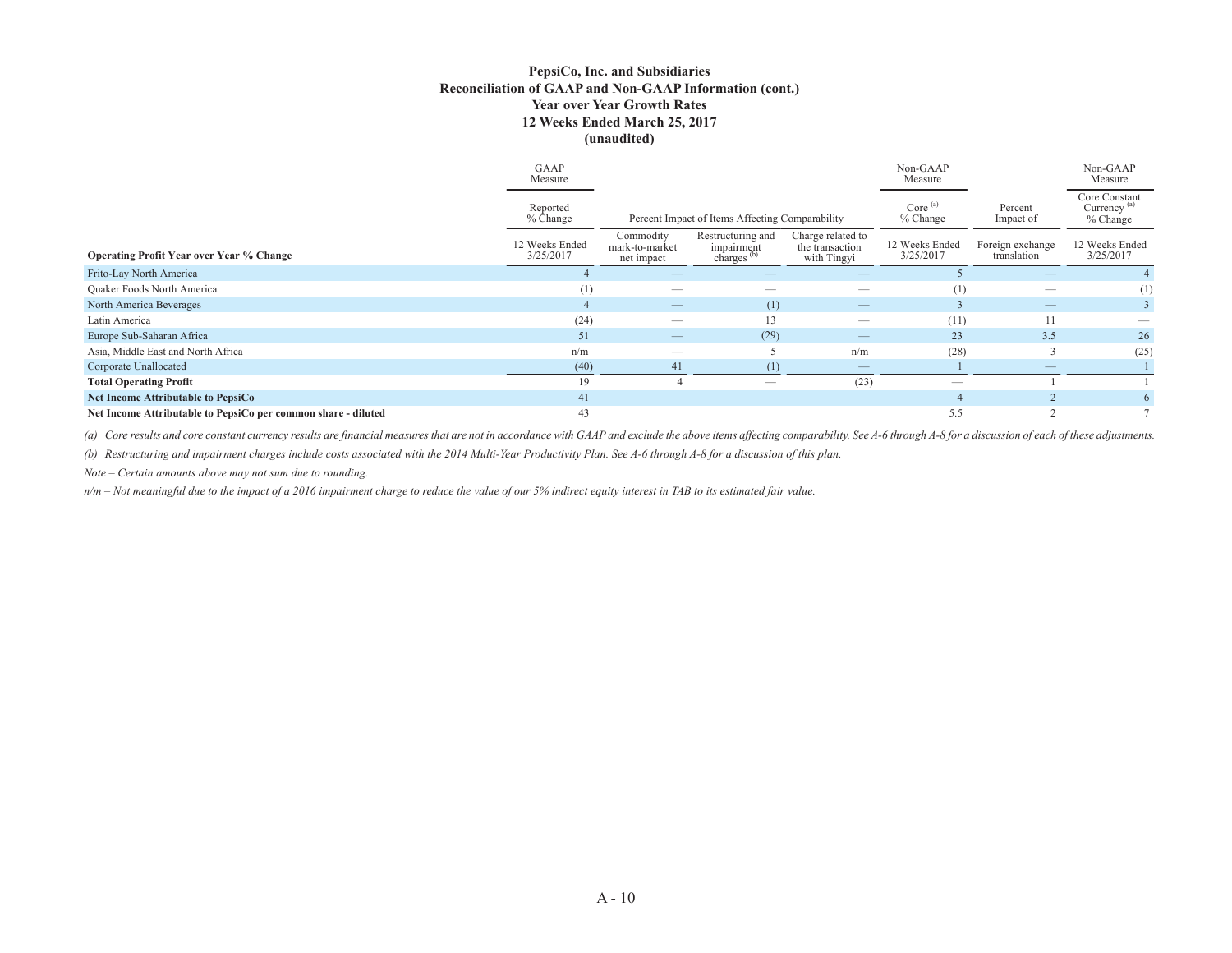**PepsiCo, Inc. and Subsidiaries**
**Reconciliation of GAAP and Non-GAAP Information (cont.)**
**Year over Year Growth Rates**
**12 Weeks Ended March 25, 2017**
**(unaudited)**

| | GAAP Measure | | | | Non-GAAP Measure | | Non-GAAP Measure |
|---|---|---|---|---|---|---|---|
| | Reported % Change | Percent Impact of Items Affecting Comparability | | | Core [(a)] % Change | Percent Impact of | Core Constant Currency [(a)] % Change |
| **Operating Profit Year over Year % Change** | 12 Weeks Ended 3/25/2017 | Commodity mark-to-market net impact | Restructuring and impairment charges [(b)] | Charge related to the transaction with Tingyi | 12 Weeks Ended 3/25/2017 | Foreign exchange translation | 12 Weeks Ended 3/25/2017 |
| Frito-Lay North America | 4 | — | — | — | 5 | — | 4 |
| Quaker Foods North America | (1) | — | — | — | (1) | — | (1) |
| North America Beverages | 4 | — | (1) | — | 3 | — | 3 |
| Latin America | (24) | — | 13 | — | (11) | 11 | — |
| Europe Sub-Saharan Africa | 51 | — | (29) | — | 23 | 3.5 | 26 |
| Asia, Middle East and North Africa | n/m | — | 5 | n/m | (28) | 3 | (25) |
| Corporate Unallocated | (40) | 41 | (1) | — | 1 | — | 1 |
| **Total Operating Profit** | 19 | 4 | — | (23) | — | 1 | 1 |
| **Net Income Attributable to PepsiCo** | 41 | | | | 4 | 2 | 6 |
| **Net Income Attributable to PepsiCo per common share - diluted** | 43 | | | | 5.5 | 2 | 7 |

*(a) Core results and core constant currency results are financial measures that are not in accordance with GAAP and exclude the above items affecting comparability. See A-6 through A-8 for a discussion of each of these adjustments.*

*(b) Restructuring and impairment charges include costs associated with the 2014 Multi-Year Productivity Plan. See A-6 through A-8 for a discussion of this plan.*

*Note – Certain amounts above may not sum due to rounding.*

*n/m – Not meaningful due to the impact of a 2016 impairment charge to reduce the value of our 5% indirect equity interest in TAB to its estimated fair value.*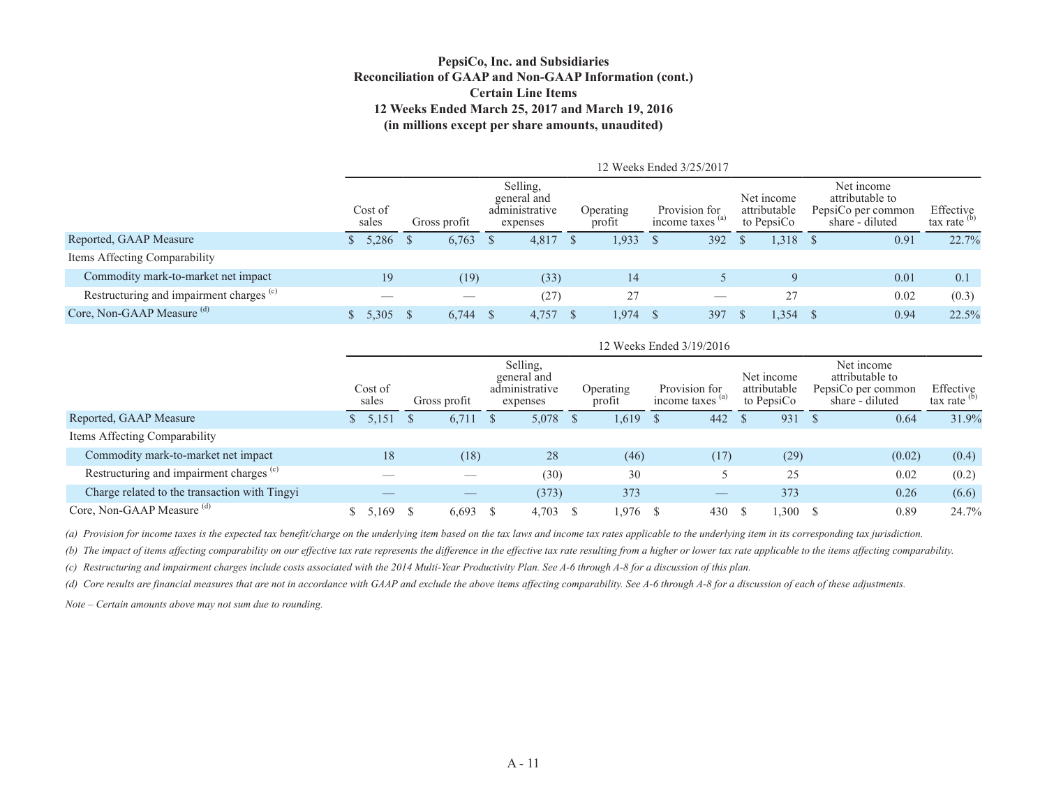**PepsiCo, Inc. and Subsidiaries**
**Reconciliation of GAAP and Non-GAAP Information (cont.)**
**Certain Line Items**
**12 Weeks Ended March 25, 2017 and March 19, 2016**
**(in millions except per share amounts, unaudited)**

| | 12 Weeks Ended 3/25/2017 | | | | | | | |
|---|---|---|---|---|---|---|---|---|
| | Cost of sales | Gross profit | Selling, general and administrative expenses | Operating profit | Provision for income taxes [(a)] | Net income attributable to PepsiCo | Net income attributable to PepsiCo per common share - diluted | Effective tax rate [(b)] |
| Reported, GAAP Measure | $ 5,286 | $ 6,763 | $ 4,817 | $ 1,933 | $ 392 | $ 1,318 | $ 0.91 | 22.7% |
| Items Affecting Comparability | | | | | | | | |
| Commodity mark-to-market net impact | 19 | (19) | (33) | 14 | 5 | 9 | 0.01 | 0.1 |
| Restructuring and impairment charges [(c)] | — | — | (27) | 27 | — | 27 | 0.02 | (0.3) |
| Core, Non-GAAP Measure [(d)] | $ 5,305 | $ 6,744 | $ 4,757 | $ 1,974 | $ 397 | $ 1,354 | $ 0.94 | 22.5% |

| | 12 Weeks Ended 3/19/2016 | | | | | | | |
|---|---|---|---|---|---|---|---|---|
| | Cost of sales | Gross profit | Selling, general and administrative expenses | Operating profit | Provision for income taxes [(a)] | Net income attributable to PepsiCo | Net income attributable to PepsiCo per common share - diluted | Effective tax rate [(b)] |
| Reported, GAAP Measure | $ 5,151 | $ 6,711 | $ 5,078 | $ 1,619 | $ 442 | $ 931 | $ 0.64 | 31.9% |
| Items Affecting Comparability | | | | | | | | |
| Commodity mark-to-market net impact | 18 | (18) | 28 | (46) | (17) | (29) | (0.02) | (0.4) |
| Restructuring and impairment charges [(c)] | — | — | (30) | 30 | 5 | 25 | 0.02 | (0.2) |
| Charge related to the transaction with Tingyi | — | — | (373) | 373 | — | 373 | 0.26 | (6.6) |
| Core, Non-GAAP Measure [(d)] | $ 5,169 | $ 6,693 | $ 4,703 | $ 1,976 | $ 430 | $ 1,300 | $ 0.89 | 24.7% |

*(a) Provision for income taxes is the expected tax benefit/charge on the underlying item based on the tax laws and income tax rates applicable to the underlying item in its corresponding tax jurisdiction.*

*(b) The impact of items affecting comparability on our effective tax rate represents the difference in the effective tax rate resulting from a higher or lower tax rate applicable to the items affecting comparability.*

*(c) Restructuring and impairment charges include costs associated with the 2014 Multi-Year Productivity Plan. See A-6 through A-8 for a discussion of this plan.*

*(d) Core results are financial measures that are not in accordance with GAAP and exclude the above items affecting comparability. See A-6 through A-8 for a discussion of each of these adjustments.*

*Note – Certain amounts above may not sum due to rounding.*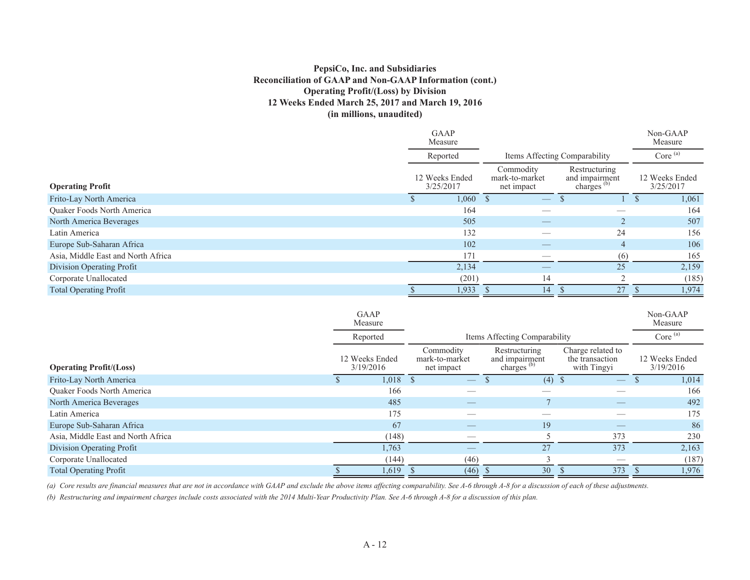**PepsiCo, Inc. and Subsidiaries**
**Reconciliation of GAAP and Non-GAAP Information (cont.)**
**Operating Profit/(Loss) by Division**
**12 Weeks Ended March 25, 2017 and March 19, 2016**
**(in millions, unaudited)**

| | GAAP Measure | Items Affecting Comparability | | Non-GAAP Measure |
|---|---|---|---|---|
| | Reported | | | Core [(a)] |
| **Operating Profit** | 12 Weeks Ended 3/25/2017 | Commodity mark-to-market net impact | Restructuring and impairment charges [(b)] | 12 Weeks Ended 3/25/2017 |
| Frito-Lay North America | $ 1,060 | $ — | $ 1 | $ 1,061 |
| Quaker Foods North America | 164 | — | — | 164 |
| North America Beverages | 505 | — | 2 | 507 |
| Latin America | 132 | — | 24 | 156 |
| Europe Sub-Saharan Africa | 102 | — | 4 | 106 |
| Asia, Middle East and North Africa | 171 | — | (6) | 165 |
| Division Operating Profit | 2,134 | — | 25 | 2,159 |
| Corporate Unallocated | (201) | 14 | 2 | (185) |
| Total Operating Profit | $ 1,933 | $ 14 | $ 27 | $ 1,974 |

| | GAAP Measure | Items Affecting Comparability | | | Non-GAAP Measure |
|---|---|---|---|---|---|
| | Reported | | | | Core [(a)] |
| **Operating Profit/(Loss)** | 12 Weeks Ended 3/19/2016 | Commodity mark-to-market net impact | Restructuring and impairment charges [(b)] | Charge related to the transaction with Tingyi | 12 Weeks Ended 3/19/2016 |
| Frito-Lay North America | $ 1,018 | $ — | $ (4) | $ — | $ 1,014 |
| Quaker Foods North America | 166 | — | — | — | 166 |
| North America Beverages | 485 | — | 7 | — | 492 |
| Latin America | 175 | — | — | — | 175 |
| Europe Sub-Saharan Africa | 67 | — | 19 | — | 86 |
| Asia, Middle East and North Africa | (148) | — | 5 | 373 | 230 |
| Division Operating Profit | 1,763 | — | 27 | 373 | 2,163 |
| Corporate Unallocated | (144) | (46) | 3 | — | (187) |
| Total Operating Profit | $ 1,619 | $ (46) | $ 30 | $ 373 | $ 1,976 |

*(a) Core results are financial measures that are not in accordance with GAAP and exclude the above items affecting comparability. See A-6 through A-8 for a discussion of each of these adjustments.*

*(b) Restructuring and impairment charges include costs associated with the 2014 Multi-Year Productivity Plan. See A-6 through A-8 for a discussion of this plan.*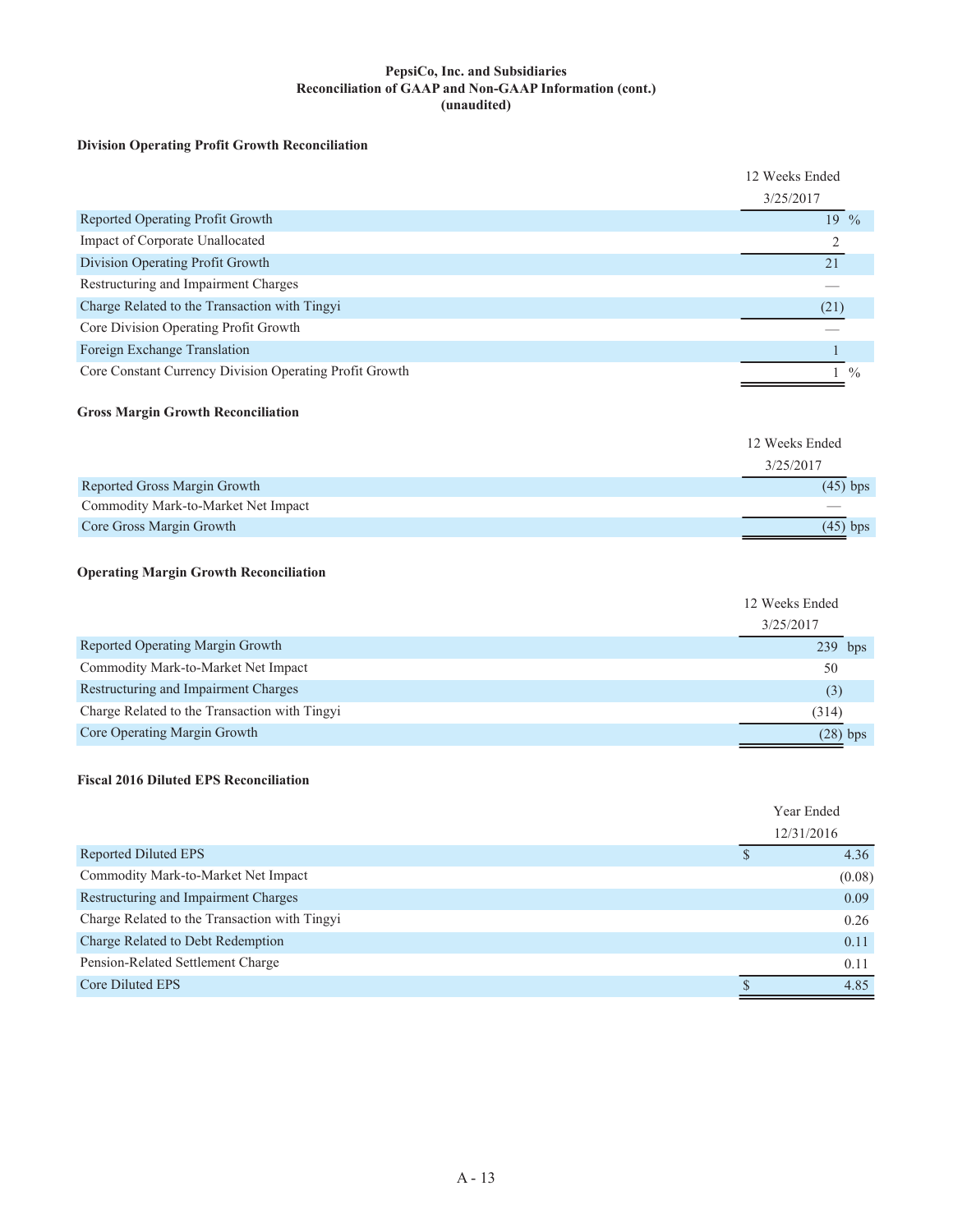**PepsiCo, Inc. and Subsidiaries**
**Reconciliation of GAAP and Non-GAAP Information (cont.)**
**(unaudited)**

**Division Operating Profit Growth Reconciliation**

| | 12 Weeks Ended 3/25/2017 |
|---|---|
| Reported Operating Profit Growth | 19 % |
| Impact of Corporate Unallocated | 2 |
| Division Operating Profit Growth | 21 |
| Restructuring and Impairment Charges | — |
| Charge Related to the Transaction with Tingyi | (21) |
| Core Division Operating Profit Growth | — |
| Foreign Exchange Translation | 1 |
| Core Constant Currency Division Operating Profit Growth | 1 % |

**Gross Margin Growth Reconciliation**

| | 12 Weeks Ended 3/25/2017 |
|---|---|
| Reported Gross Margin Growth | (45) bps |
| Commodity Mark-to-Market Net Impact | — |
| Core Gross Margin Growth | (45) bps |

**Operating Margin Growth Reconciliation**

| | 12 Weeks Ended 3/25/2017 |
|---|---|
| Reported Operating Margin Growth | 239 bps |
| Commodity Mark-to-Market Net Impact | 50 |
| Restructuring and Impairment Charges | (3) |
| Charge Related to the Transaction with Tingyi | (314) |
| Core Operating Margin Growth | (28) bps |

**Fiscal 2016 Diluted EPS Reconciliation**

| | Year Ended 12/31/2016 |
|---|---|
| Reported Diluted EPS | $ 4.36 |
| Commodity Mark-to-Market Net Impact | (0.08) |
| Restructuring and Impairment Charges | 0.09 |
| Charge Related to the Transaction with Tingyi | 0.26 |
| Charge Related to Debt Redemption | 0.11 |
| Pension-Related Settlement Charge | 0.11 |
| Core Diluted EPS | $ 4.85 |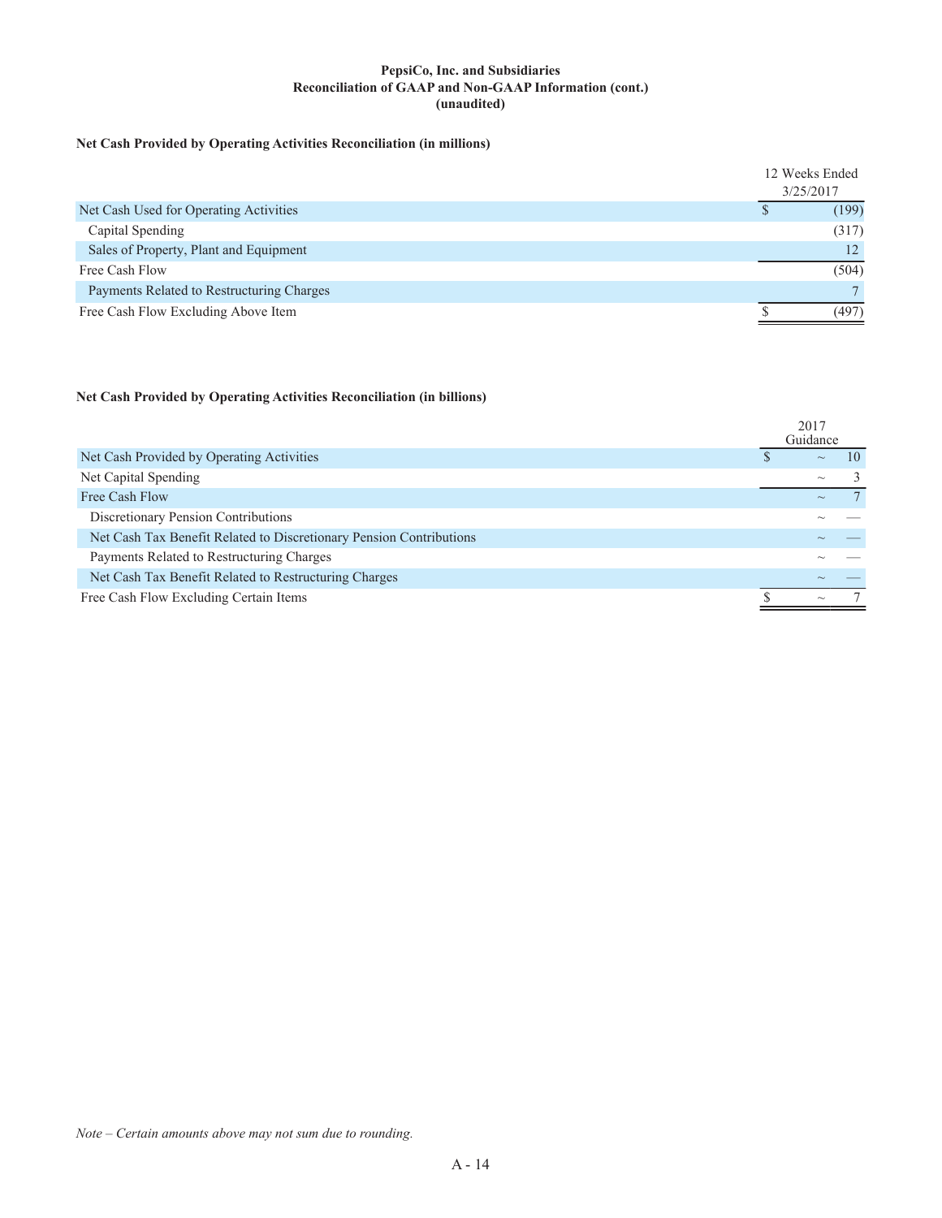**PepsiCo, Inc. and Subsidiaries**
**Reconciliation of GAAP and Non-GAAP Information (cont.)**
**(unaudited)**

**Net Cash Provided by Operating Activities Reconciliation (in millions)**

| | 12 Weeks Ended 3/25/2017 |
|---|---|
| Net Cash Used for Operating Activities | $ (199) |
| Capital Spending | (317) |
| Sales of Property, Plant and Equipment | 12 |
| Free Cash Flow | (504) |
| Payments Related to Restructuring Charges | 7 |
| Free Cash Flow Excluding Above Item | $ (497) |

**Net Cash Provided by Operating Activities Reconciliation (in billions)**

| | 2017 Guidance |
|---|---|
| Net Cash Provided by Operating Activities | $ ~ 10 |
| Net Capital Spending | ~ 3 |
| Free Cash Flow | ~ 7 |
| Discretionary Pension Contributions | ~ — |
| Net Cash Tax Benefit Related to Discretionary Pension Contributions | ~ — |
| Payments Related to Restructuring Charges | ~ — |
| Net Cash Tax Benefit Related to Restructuring Charges | ~ — |
| Free Cash Flow Excluding Certain Items | $ ~ 7 |

*Note – Certain amounts above may not sum due to rounding.*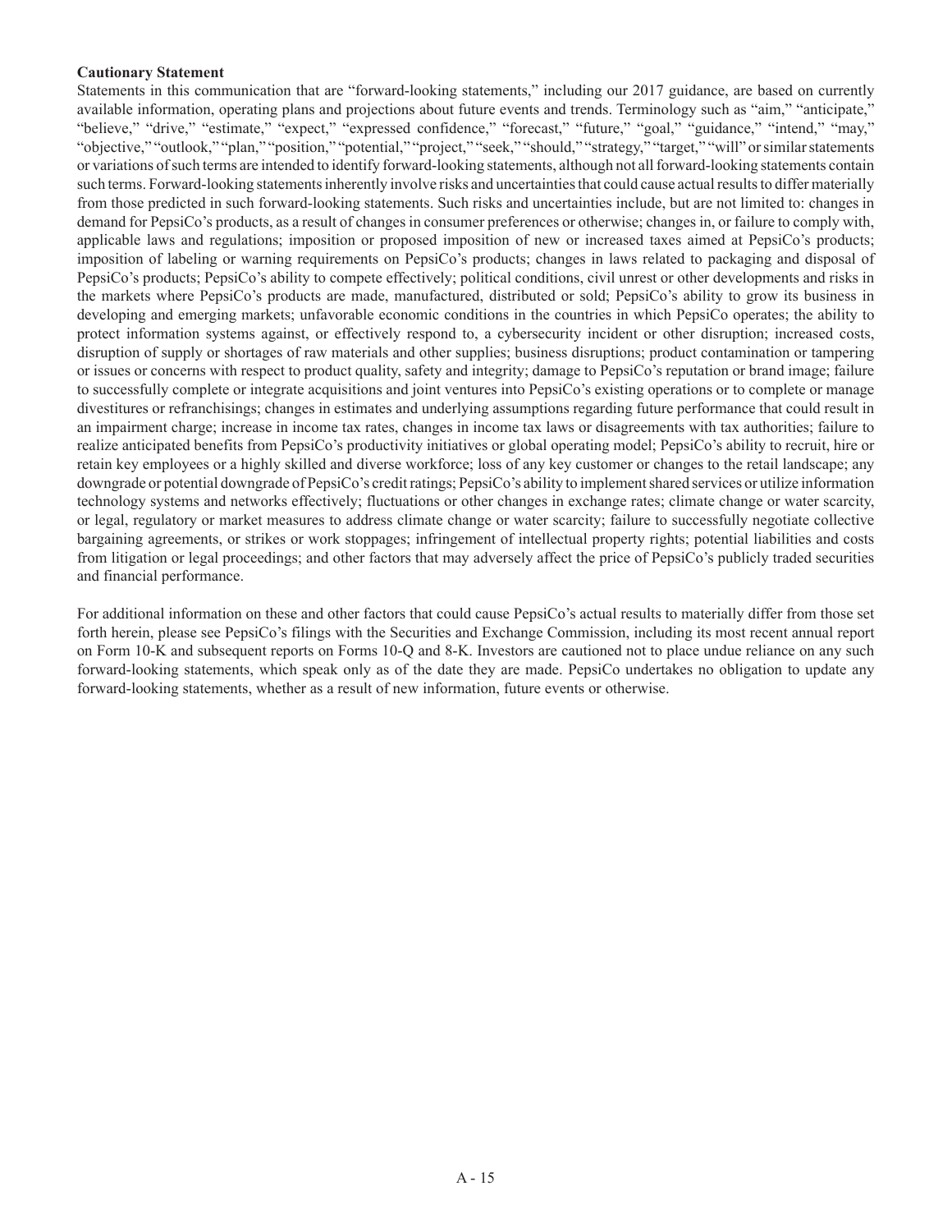**Cautionary Statement**

Statements in this communication that are "forward-looking statements," including our 2017 guidance, are based on currently available information, operating plans and projections about future events and trends. Terminology such as "aim," "anticipate," "believe," "drive," "estimate," "expect," "expressed confidence," "forecast," "future," "goal," "guidance," "intend," "may," "objective," "outlook," "plan," "position," "potential," "project," "seek," "should," "strategy," "target," "will" or similar statements or variations of such terms are intended to identify forward-looking statements, although not all forward-looking statements contain such terms. Forward-looking statements inherently involve risks and uncertainties that could cause actual results to differ materially from those predicted in such forward-looking statements. Such risks and uncertainties include, but are not limited to: changes in demand for PepsiCo's products, as a result of changes in consumer preferences or otherwise; changes in, or failure to comply with, applicable laws and regulations; imposition or proposed imposition of new or increased taxes aimed at PepsiCo's products; imposition of labeling or warning requirements on PepsiCo's products; changes in laws related to packaging and disposal of PepsiCo's products; PepsiCo's ability to compete effectively; political conditions, civil unrest or other developments and risks in the markets where PepsiCo's products are made, manufactured, distributed or sold; PepsiCo's ability to grow its business in developing and emerging markets; unfavorable economic conditions in the countries in which PepsiCo operates; the ability to protect information systems against, or effectively respond to, a cybersecurity incident or other disruption; increased costs, disruption of supply or shortages of raw materials and other supplies; business disruptions; product contamination or tampering or issues or concerns with respect to product quality, safety and integrity; damage to PepsiCo's reputation or brand image; failure to successfully complete or integrate acquisitions and joint ventures into PepsiCo's existing operations or to complete or manage divestitures or refranchisings; changes in estimates and underlying assumptions regarding future performance that could result in an impairment charge; increase in income tax rates, changes in income tax laws or disagreements with tax authorities; failure to realize anticipated benefits from PepsiCo's productivity initiatives or global operating model; PepsiCo's ability to recruit, hire or retain key employees or a highly skilled and diverse workforce; loss of any key customer or changes to the retail landscape; any downgrade or potential downgrade of PepsiCo's credit ratings; PepsiCo's ability to implement shared services or utilize information technology systems and networks effectively; fluctuations or other changes in exchange rates; climate change or water scarcity, or legal, regulatory or market measures to address climate change or water scarcity; failure to successfully negotiate collective bargaining agreements, or strikes or work stoppages; infringement of intellectual property rights; potential liabilities and costs from litigation or legal proceedings; and other factors that may adversely affect the price of PepsiCo's publicly traded securities and financial performance.

For additional information on these and other factors that could cause PepsiCo's actual results to materially differ from those set forth herein, please see PepsiCo's filings with the Securities and Exchange Commission, including its most recent annual report on Form 10-K and subsequent reports on Forms 10-Q and 8-K. Investors are cautioned not to place undue reliance on any such forward-looking statements, which speak only as of the date they are made. PepsiCo undertakes no obligation to update any forward-looking statements, whether as a result of new information, future events or otherwise.